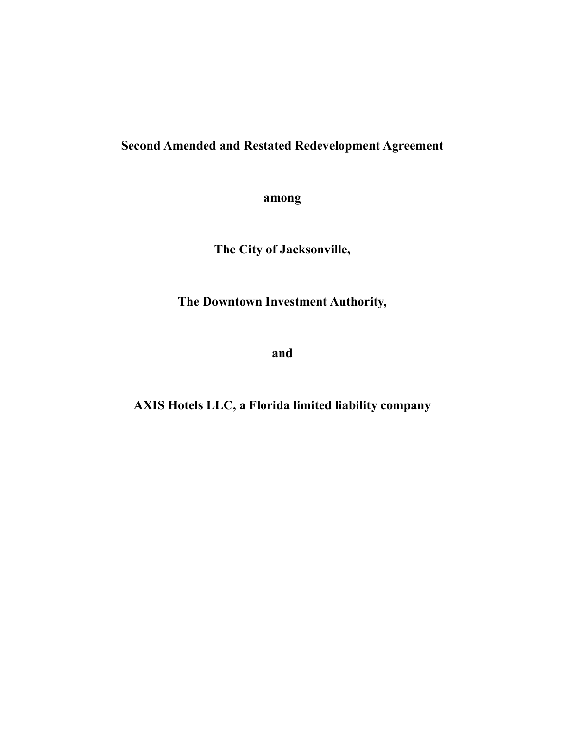**Second Amended and Restated Redevelopment Agreement**

**among**

**The City of Jacksonville,**

**The Downtown Investment Authority,**

**and**

**AXIS Hotels LLC, a Florida limited liability company**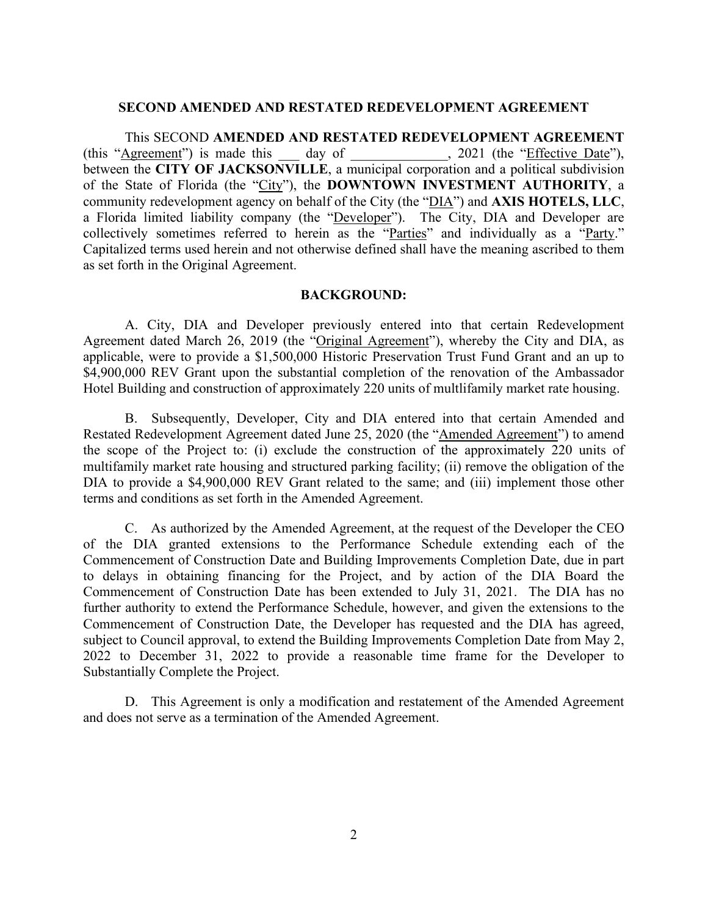## SECOND AMENDED AND RESTATED REDEVELOPMENT AGREEMENT

This SECOND **AMENDED AND RESTATED REDEVELOPMENT AGREEMENT** (this "Agreement") is made this ___ day of ______________, 2021 (the "Effective Date"), between the **CITY OF JACKSONVILLE**, a municipal corporation and a political subdivision of the State of Florida (the "City"), the **DOWNTOWN INVESTMENT AUTHORITY**, a community redevelopment agency on behalf of the City (the "DIA") and **AXIS HOTELS, LLC**, a Florida limited liability company (the "Developer"). The City, DIA and Developer are collectively sometimes referred to herein as the "Parties" and individually as a "Party." Capitalized terms used herein and not otherwise defined shall have the meaning ascribed to them as set forth in the Original Agreement.

## BACKGROUND:

A. City, DIA and Developer previously entered into that certain Redevelopment Agreement dated March 26, 2019 (the "Original Agreement"), whereby the City and DIA, as applicable, were to provide a $1,500,000 Historic Preservation Trust Fund Grant and an up to $4,900,000 REV Grant upon the substantial completion of the renovation of the Ambassador Hotel Building and construction of approximately 220 units of multlifamily market rate housing.

B. Subsequently, Developer, City and DIA entered into that certain Amended and Restated Redevelopment Agreement dated June 25, 2020 (the "Amended Agreement") to amend the scope of the Project to: (i) exclude the construction of the approximately 220 units of multifamily market rate housing and structured parking facility; (ii) remove the obligation of the DIA to provide a $4,900,000 REV Grant related to the same; and (iii) implement those other terms and conditions as set forth in the Amended Agreement.

C. As authorized by the Amended Agreement, at the request of the Developer the CEO of the DIA granted extensions to the Performance Schedule extending each of the Commencement of Construction Date and Building Improvements Completion Date, due in part to delays in obtaining financing for the Project, and by action of the DIA Board the Commencement of Construction Date has been extended to July 31, 2021. The DIA has no further authority to extend the Performance Schedule, however, and given the extensions to the Commencement of Construction Date, the Developer has requested and the DIA has agreed, subject to Council approval, to extend the Building Improvements Completion Date from May 2, 2022 to December 31, 2022 to provide a reasonable time frame for the Developer to Substantially Complete the Project.

D. This Agreement is only a modification and restatement of the Amended Agreement and does not serve as a termination of the Amended Agreement.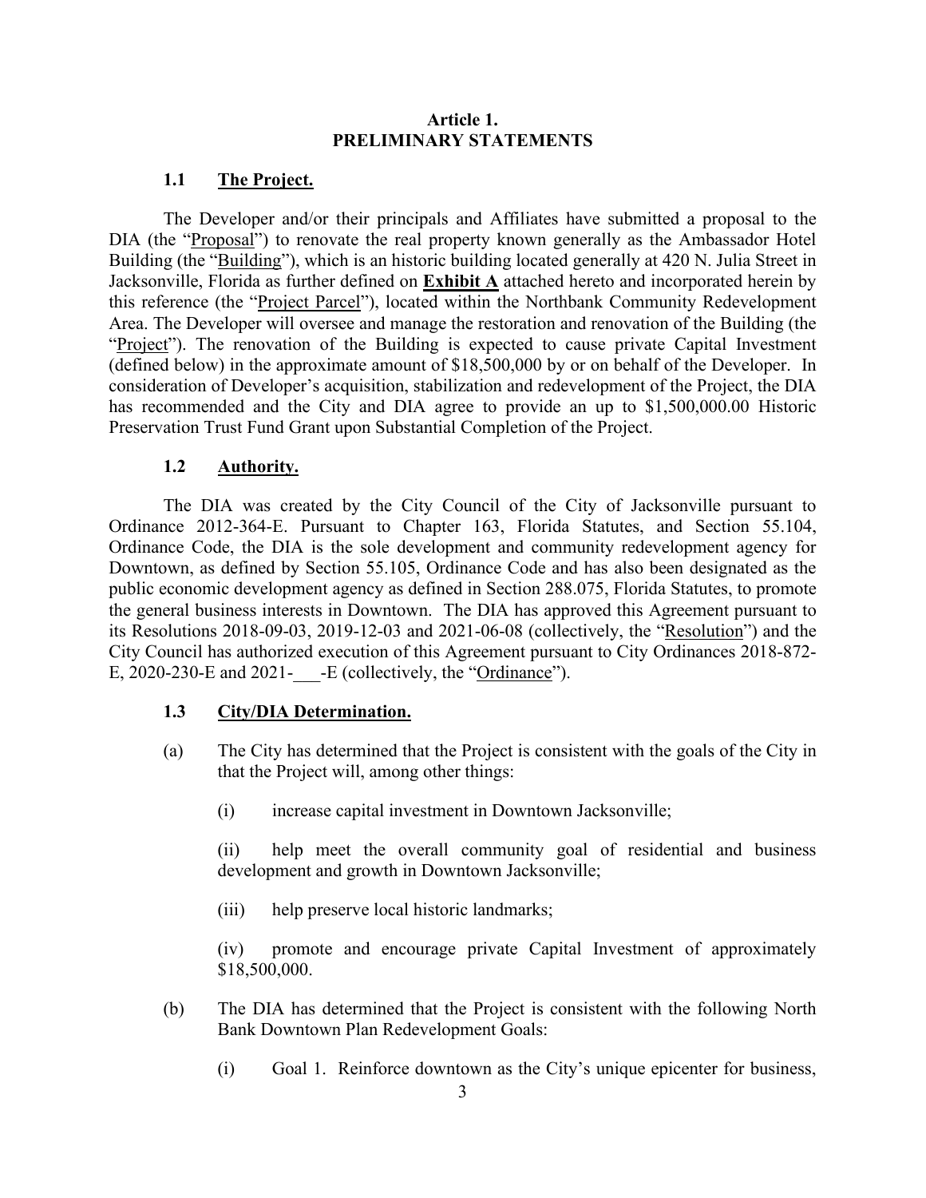## Article 1.
## PRELIMINARY STATEMENTS

### 1.1 The Project.

The Developer and/or their principals and Affiliates have submitted a proposal to the DIA (the "Proposal") to renovate the real property known generally as the Ambassador Hotel Building (the "Building"), which is an historic building located generally at 420 N. Julia Street in Jacksonville, Florida as further defined on **Exhibit A** attached hereto and incorporated herein by this reference (the "Project Parcel"), located within the Northbank Community Redevelopment Area. The Developer will oversee and manage the restoration and renovation of the Building (the "Project"). The renovation of the Building is expected to cause private Capital Investment (defined below) in the approximate amount of $18,500,000 by or on behalf of the Developer. In consideration of Developer's acquisition, stabilization and redevelopment of the Project, the DIA has recommended and the City and DIA agree to provide an up to $1,500,000.00 Historic Preservation Trust Fund Grant upon Substantial Completion of the Project.

### 1.2 Authority.

The DIA was created by the City Council of the City of Jacksonville pursuant to Ordinance 2012-364-E. Pursuant to Chapter 163, Florida Statutes, and Section 55.104, Ordinance Code, the DIA is the sole development and community redevelopment agency for Downtown, as defined by Section 55.105, Ordinance Code and has also been designated as the public economic development agency as defined in Section 288.075, Florida Statutes, to promote the general business interests in Downtown. The DIA has approved this Agreement pursuant to its Resolutions 2018-09-03, 2019-12-03 and 2021-06-08 (collectively, the "Resolution") and the City Council has authorized execution of this Agreement pursuant to City Ordinances 2018-872-E, 2020-230-E and 2021-___-E (collectively, the "Ordinance").

### 1.3 City/DIA Determination.

(a) The City has determined that the Project is consistent with the goals of the City in that the Project will, among other things:

(i) increase capital investment in Downtown Jacksonville;

(ii) help meet the overall community goal of residential and business development and growth in Downtown Jacksonville;

(iii) help preserve local historic landmarks;

(iv) promote and encourage private Capital Investment of approximately $18,500,000.

(b) The DIA has determined that the Project is consistent with the following North Bank Downtown Plan Redevelopment Goals:

(i) Goal 1. Reinforce downtown as the City's unique epicenter for business,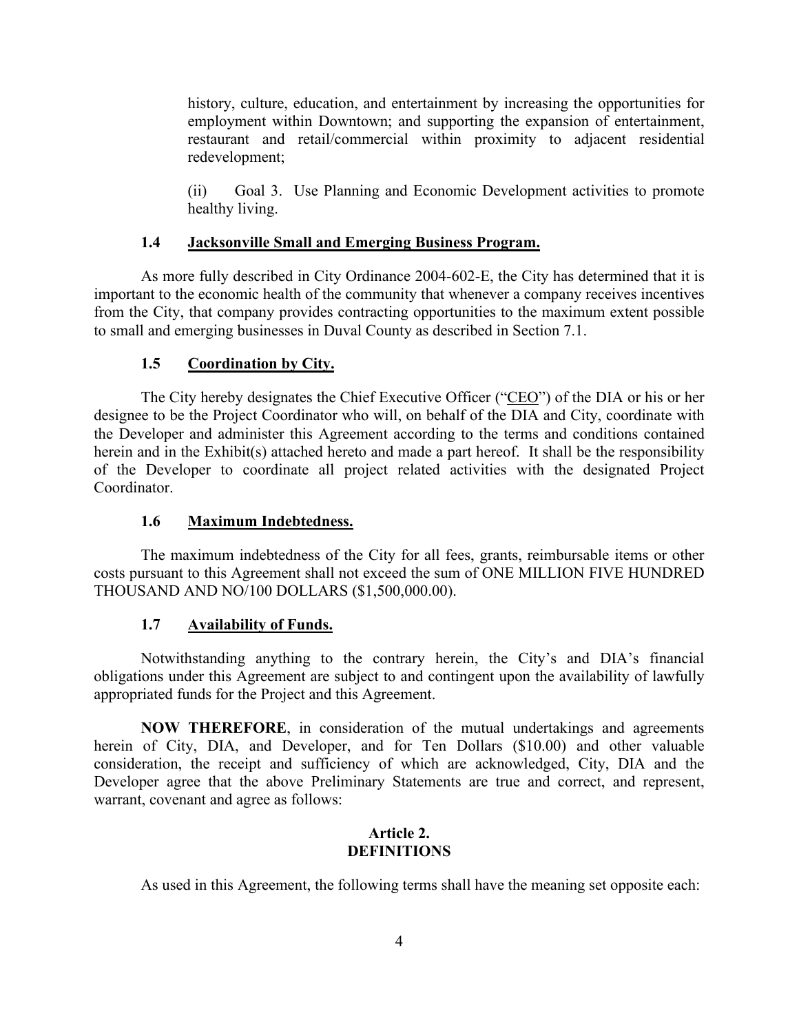history, culture, education, and entertainment by increasing the opportunities for employment within Downtown; and supporting the expansion of entertainment, restaurant and retail/commercial within proximity to adjacent residential redevelopment;

(ii) Goal 3. Use Planning and Economic Development activities to promote healthy living.

### 1.4 Jacksonville Small and Emerging Business Program.

As more fully described in City Ordinance 2004-602-E, the City has determined that it is important to the economic health of the community that whenever a company receives incentives from the City, that company provides contracting opportunities to the maximum extent possible to small and emerging businesses in Duval County as described in Section 7.1.

### 1.5 Coordination by City.

The City hereby designates the Chief Executive Officer ("CEO") of the DIA or his or her designee to be the Project Coordinator who will, on behalf of the DIA and City, coordinate with the Developer and administer this Agreement according to the terms and conditions contained herein and in the Exhibit(s) attached hereto and made a part hereof. It shall be the responsibility of the Developer to coordinate all project related activities with the designated Project Coordinator.

### 1.6 Maximum Indebtedness.

The maximum indebtedness of the City for all fees, grants, reimbursable items or other costs pursuant to this Agreement shall not exceed the sum of ONE MILLION FIVE HUNDRED THOUSAND AND NO/100 DOLLARS ($1,500,000.00).

### 1.7 Availability of Funds.

Notwithstanding anything to the contrary herein, the City's and DIA's financial obligations under this Agreement are subject to and contingent upon the availability of lawfully appropriated funds for the Project and this Agreement.

**NOW THEREFORE**, in consideration of the mutual undertakings and agreements herein of City, DIA, and Developer, and for Ten Dollars ($10.00) and other valuable consideration, the receipt and sufficiency of which are acknowledged, City, DIA and the Developer agree that the above Preliminary Statements are true and correct, and represent, warrant, covenant and agree as follows:

## Article 2. DEFINITIONS

As used in this Agreement, the following terms shall have the meaning set opposite each: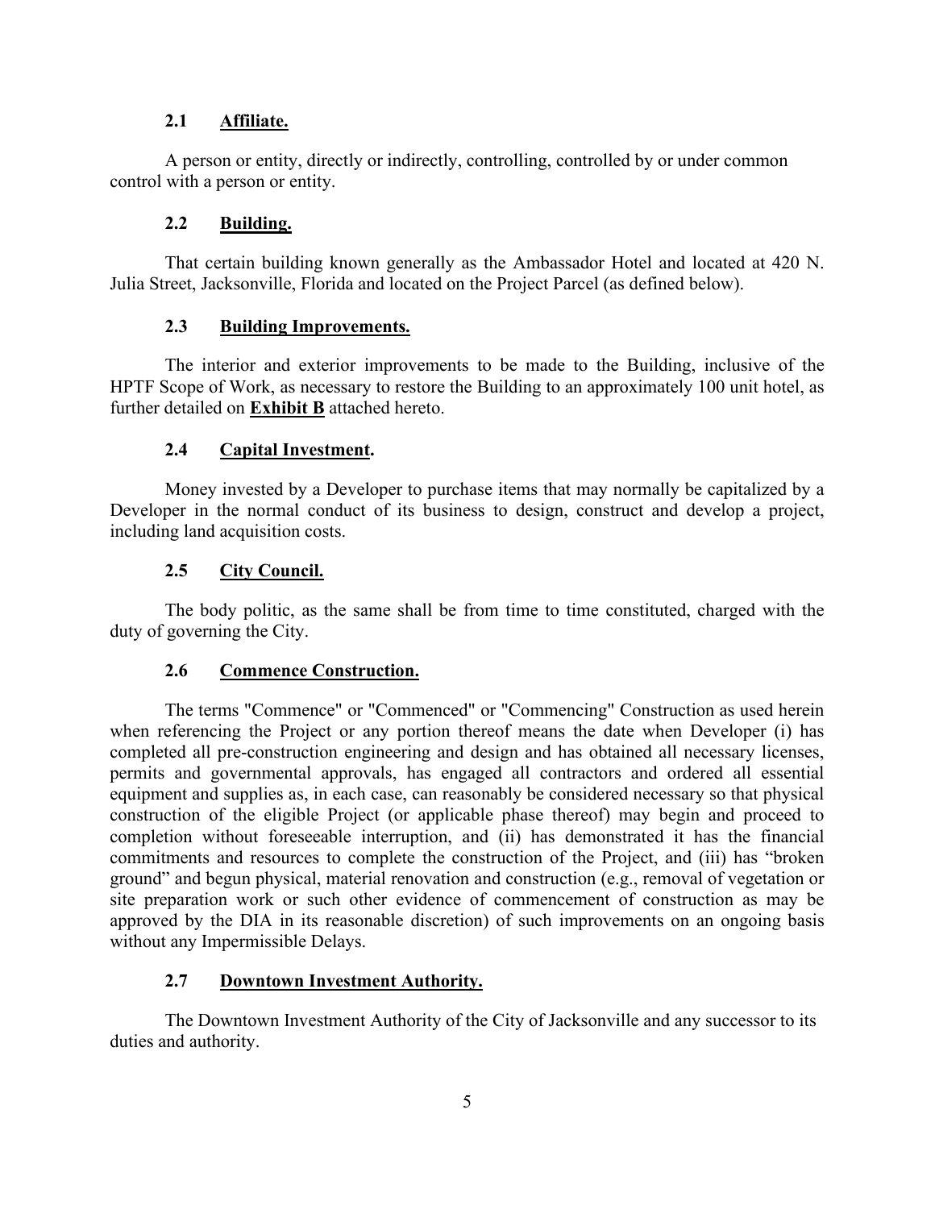### **2.1 Affiliate.**

A person or entity, directly or indirectly, controlling, controlled by or under common control with a person or entity.

### **2.2 Building.**

That certain building known generally as the Ambassador Hotel and located at 420 N. Julia Street, Jacksonville, Florida and located on the Project Parcel (as defined below).

### **2.3 Building Improvements.**

The interior and exterior improvements to be made to the Building, inclusive of the HPTF Scope of Work, as necessary to restore the Building to an approximately 100 unit hotel, as further detailed on **Exhibit B** attached hereto.

### **2.4 Capital Investment.**

Money invested by a Developer to purchase items that may normally be capitalized by a Developer in the normal conduct of its business to design, construct and develop a project, including land acquisition costs.

### **2.5 City Council.**

The body politic, as the same shall be from time to time constituted, charged with the duty of governing the City.

### **2.6 Commence Construction.**

The terms "Commence" or "Commenced" or "Commencing" Construction as used herein when referencing the Project or any portion thereof means the date when Developer (i) has completed all pre-construction engineering and design and has obtained all necessary licenses, permits and governmental approvals, has engaged all contractors and ordered all essential equipment and supplies as, in each case, can reasonably be considered necessary so that physical construction of the eligible Project (or applicable phase thereof) may begin and proceed to completion without foreseeable interruption, and (ii) has demonstrated it has the financial commitments and resources to complete the construction of the Project, and (iii) has "broken ground" and begun physical, material renovation and construction (e.g., removal of vegetation or site preparation work or such other evidence of commencement of construction as may be approved by the DIA in its reasonable discretion) of such improvements on an ongoing basis without any Impermissible Delays.

### **2.7 Downtown Investment Authority.**

The Downtown Investment Authority of the City of Jacksonville and any successor to its duties and authority.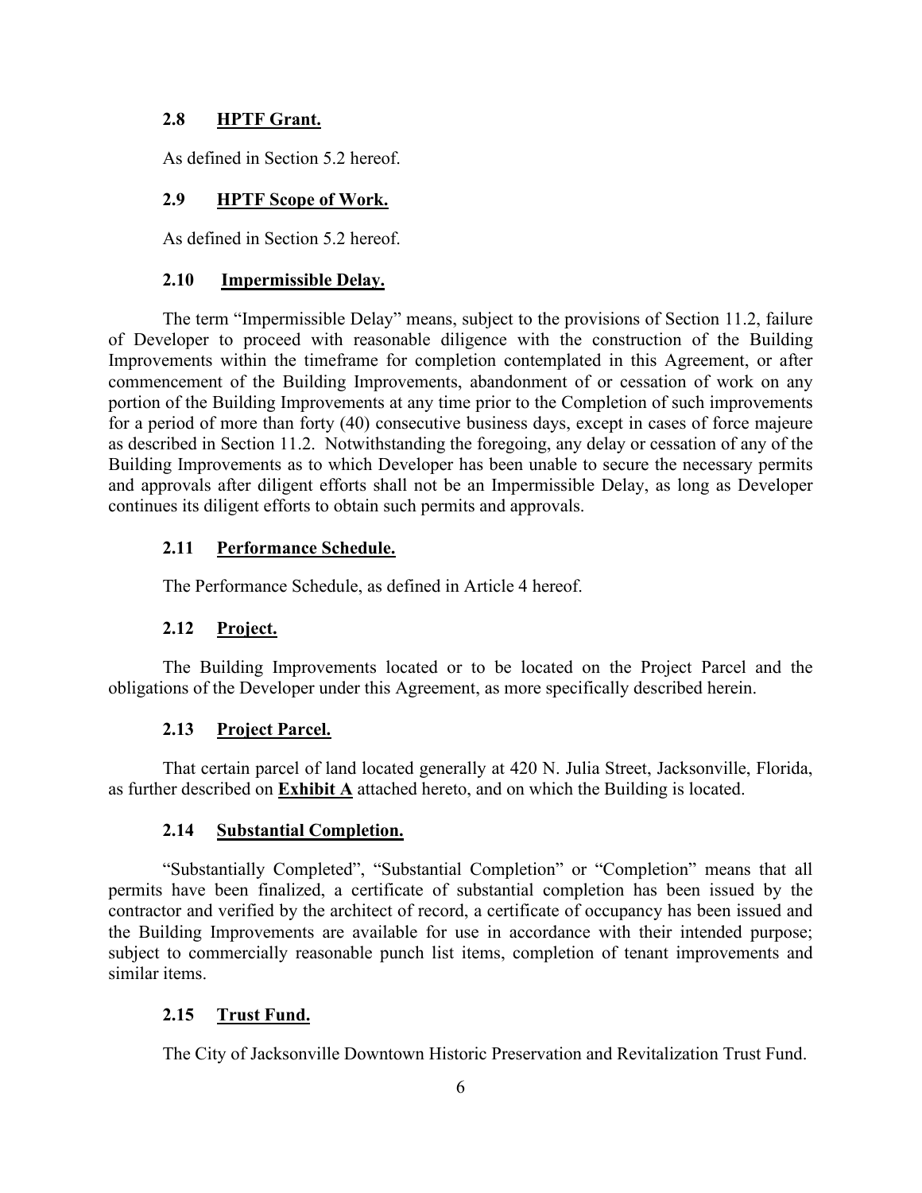### 2.8 HPTF Grant.

As defined in Section 5.2 hereof.

### 2.9 HPTF Scope of Work.

As defined in Section 5.2 hereof.

### 2.10 Impermissible Delay.

The term "Impermissible Delay" means, subject to the provisions of Section 11.2, failure of Developer to proceed with reasonable diligence with the construction of the Building Improvements within the timeframe for completion contemplated in this Agreement, or after commencement of the Building Improvements, abandonment of or cessation of work on any portion of the Building Improvements at any time prior to the Completion of such improvements for a period of more than forty (40) consecutive business days, except in cases of force majeure as described in Section 11.2. Notwithstanding the foregoing, any delay or cessation of any of the Building Improvements as to which Developer has been unable to secure the necessary permits and approvals after diligent efforts shall not be an Impermissible Delay, as long as Developer continues its diligent efforts to obtain such permits and approvals.

### 2.11 Performance Schedule.

The Performance Schedule, as defined in Article 4 hereof.

### 2.12 Project.

The Building Improvements located or to be located on the Project Parcel and the obligations of the Developer under this Agreement, as more specifically described herein.

### 2.13 Project Parcel.

That certain parcel of land located generally at 420 N. Julia Street, Jacksonville, Florida, as further described on **Exhibit A** attached hereto, and on which the Building is located.

### 2.14 Substantial Completion.

"Substantially Completed", "Substantial Completion" or "Completion" means that all permits have been finalized, a certificate of substantial completion has been issued by the contractor and verified by the architect of record, a certificate of occupancy has been issued and the Building Improvements are available for use in accordance with their intended purpose; subject to commercially reasonable punch list items, completion of tenant improvements and similar items.

### 2.15 Trust Fund.

The City of Jacksonville Downtown Historic Preservation and Revitalization Trust Fund.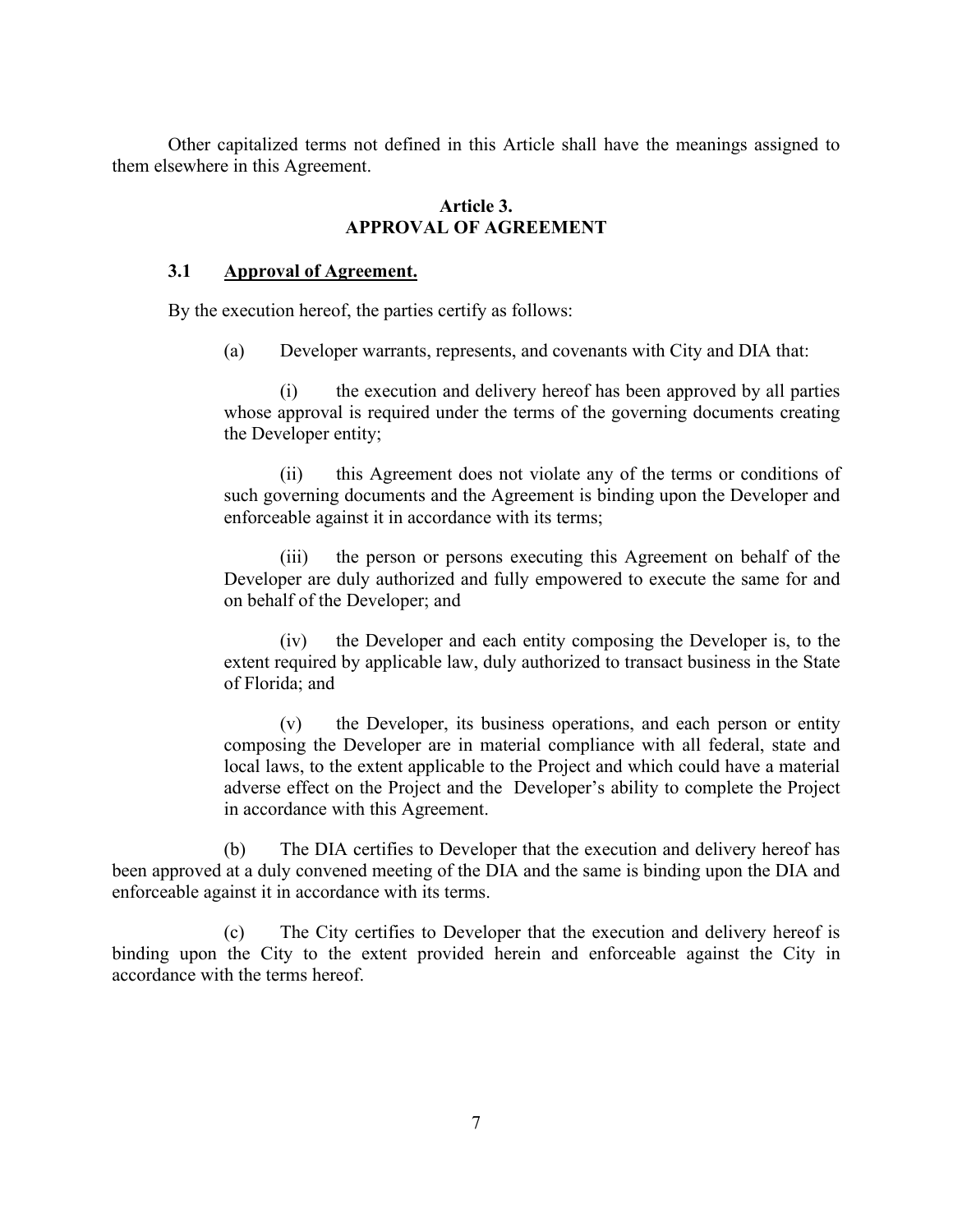Other capitalized terms not defined in this Article shall have the meanings assigned to them elsewhere in this Agreement.

## Article 3.
## APPROVAL OF AGREEMENT

### 3.1 Approval of Agreement.

By the execution hereof, the parties certify as follows:

(a) Developer warrants, represents, and covenants with City and DIA that:

(i) the execution and delivery hereof has been approved by all parties whose approval is required under the terms of the governing documents creating the Developer entity;

(ii) this Agreement does not violate any of the terms or conditions of such governing documents and the Agreement is binding upon the Developer and enforceable against it in accordance with its terms;

(iii) the person or persons executing this Agreement on behalf of the Developer are duly authorized and fully empowered to execute the same for and on behalf of the Developer; and

(iv) the Developer and each entity composing the Developer is, to the extent required by applicable law, duly authorized to transact business in the State of Florida; and

(v) the Developer, its business operations, and each person or entity composing the Developer are in material compliance with all federal, state and local laws, to the extent applicable to the Project and which could have a material adverse effect on the Project and the Developer's ability to complete the Project in accordance with this Agreement.

(b) The DIA certifies to Developer that the execution and delivery hereof has been approved at a duly convened meeting of the DIA and the same is binding upon the DIA and enforceable against it in accordance with its terms.

(c) The City certifies to Developer that the execution and delivery hereof is binding upon the City to the extent provided herein and enforceable against the City in accordance with the terms hereof.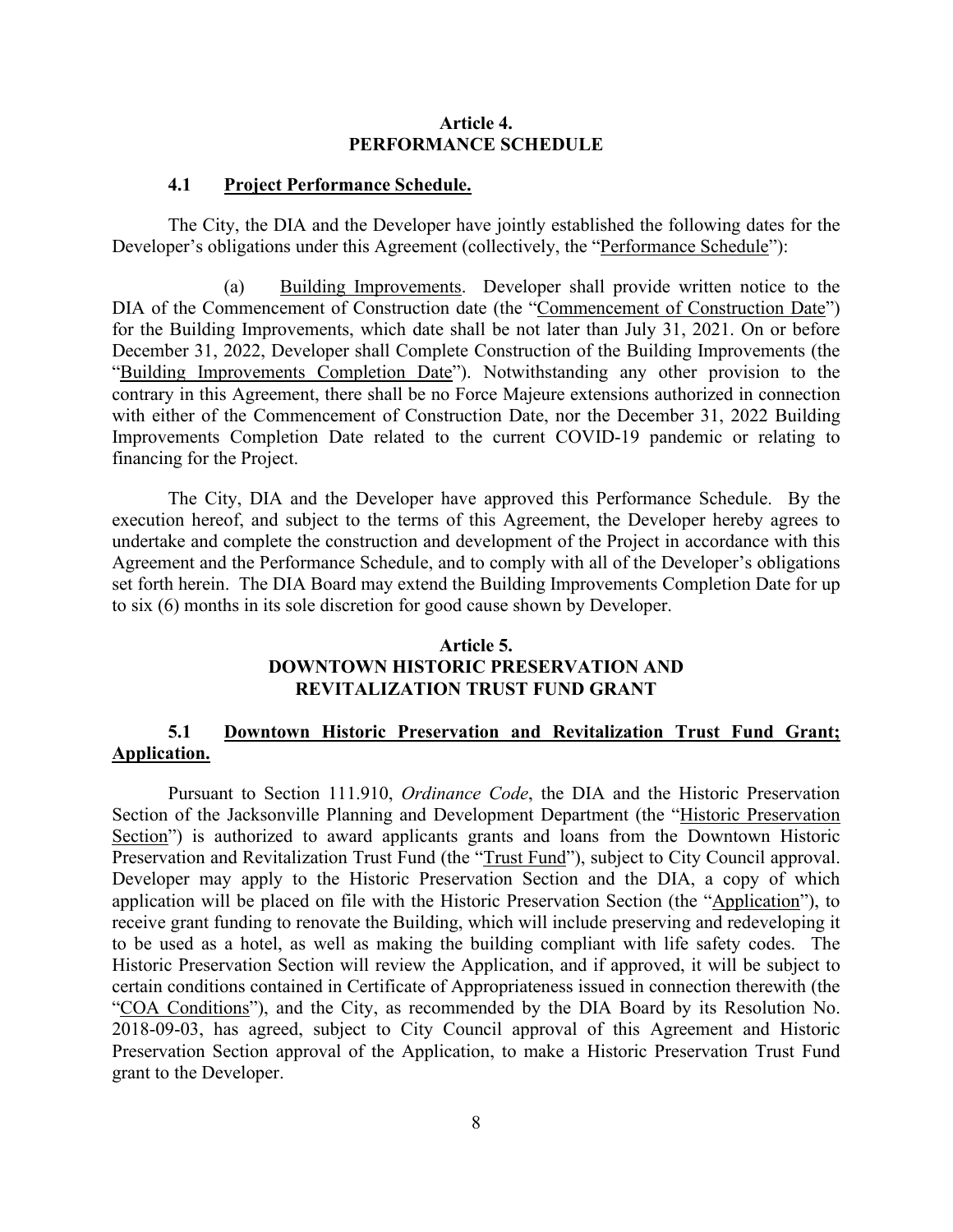## Article 4.
## PERFORMANCE SCHEDULE

### 4.1 Project Performance Schedule.

The City, the DIA and the Developer have jointly established the following dates for the Developer's obligations under this Agreement (collectively, the "Performance Schedule"):

(a) Building Improvements. Developer shall provide written notice to the DIA of the Commencement of Construction date (the "Commencement of Construction Date") for the Building Improvements, which date shall be not later than July 31, 2021. On or before December 31, 2022, Developer shall Complete Construction of the Building Improvements (the "Building Improvements Completion Date"). Notwithstanding any other provision to the contrary in this Agreement, there shall be no Force Majeure extensions authorized in connection with either of the Commencement of Construction Date, nor the December 31, 2022 Building Improvements Completion Date related to the current COVID-19 pandemic or relating to financing for the Project.

The City, DIA and the Developer have approved this Performance Schedule. By the execution hereof, and subject to the terms of this Agreement, the Developer hereby agrees to undertake and complete the construction and development of the Project in accordance with this Agreement and the Performance Schedule, and to comply with all of the Developer's obligations set forth herein. The DIA Board may extend the Building Improvements Completion Date for up to six (6) months in its sole discretion for good cause shown by Developer.

## Article 5.
## DOWNTOWN HISTORIC PRESERVATION AND REVITALIZATION TRUST FUND GRANT

### 5.1 Downtown Historic Preservation and Revitalization Trust Fund Grant; Application.

Pursuant to Section 111.910, *Ordinance Code*, the DIA and the Historic Preservation Section of the Jacksonville Planning and Development Department (the "Historic Preservation Section") is authorized to award applicants grants and loans from the Downtown Historic Preservation and Revitalization Trust Fund (the "Trust Fund"), subject to City Council approval. Developer may apply to the Historic Preservation Section and the DIA, a copy of which application will be placed on file with the Historic Preservation Section (the "Application"), to receive grant funding to renovate the Building, which will include preserving and redeveloping it to be used as a hotel, as well as making the building compliant with life safety codes. The Historic Preservation Section will review the Application, and if approved, it will be subject to certain conditions contained in Certificate of Appropriateness issued in connection therewith (the "COA Conditions"), and the City, as recommended by the DIA Board by its Resolution No. 2018-09-03, has agreed, subject to City Council approval of this Agreement and Historic Preservation Section approval of the Application, to make a Historic Preservation Trust Fund grant to the Developer.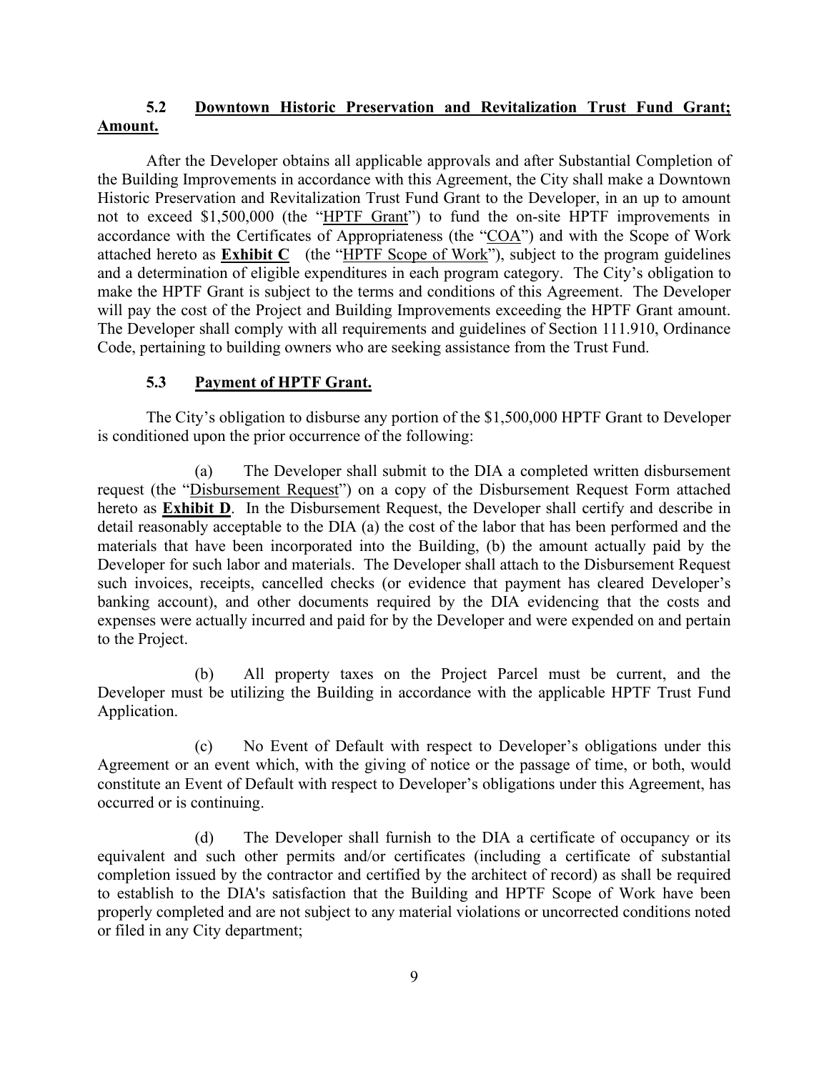### 5.2 Downtown Historic Preservation and Revitalization Trust Fund Grant; Amount.

After the Developer obtains all applicable approvals and after Substantial Completion of the Building Improvements in accordance with this Agreement, the City shall make a Downtown Historic Preservation and Revitalization Trust Fund Grant to the Developer, in an up to amount not to exceed $1,500,000 (the "HPTF Grant") to fund the on-site HPTF improvements in accordance with the Certificates of Appropriateness (the "COA") and with the Scope of Work attached hereto as **Exhibit C** (the "HPTF Scope of Work"), subject to the program guidelines and a determination of eligible expenditures in each program category. The City's obligation to make the HPTF Grant is subject to the terms and conditions of this Agreement. The Developer will pay the cost of the Project and Building Improvements exceeding the HPTF Grant amount. The Developer shall comply with all requirements and guidelines of Section 111.910, Ordinance Code, pertaining to building owners who are seeking assistance from the Trust Fund.

### 5.3 Payment of HPTF Grant.

The City's obligation to disburse any portion of the $1,500,000 HPTF Grant to Developer is conditioned upon the prior occurrence of the following:

(a) The Developer shall submit to the DIA a completed written disbursement request (the "Disbursement Request") on a copy of the Disbursement Request Form attached hereto as **Exhibit D**. In the Disbursement Request, the Developer shall certify and describe in detail reasonably acceptable to the DIA (a) the cost of the labor that has been performed and the materials that have been incorporated into the Building, (b) the amount actually paid by the Developer for such labor and materials. The Developer shall attach to the Disbursement Request such invoices, receipts, cancelled checks (or evidence that payment has cleared Developer's banking account), and other documents required by the DIA evidencing that the costs and expenses were actually incurred and paid for by the Developer and were expended on and pertain to the Project.

(b) All property taxes on the Project Parcel must be current, and the Developer must be utilizing the Building in accordance with the applicable HPTF Trust Fund Application.

(c) No Event of Default with respect to Developer's obligations under this Agreement or an event which, with the giving of notice or the passage of time, or both, would constitute an Event of Default with respect to Developer's obligations under this Agreement, has occurred or is continuing.

(d) The Developer shall furnish to the DIA a certificate of occupancy or its equivalent and such other permits and/or certificates (including a certificate of substantial completion issued by the contractor and certified by the architect of record) as shall be required to establish to the DIA's satisfaction that the Building and HPTF Scope of Work have been properly completed and are not subject to any material violations or uncorrected conditions noted or filed in any City department;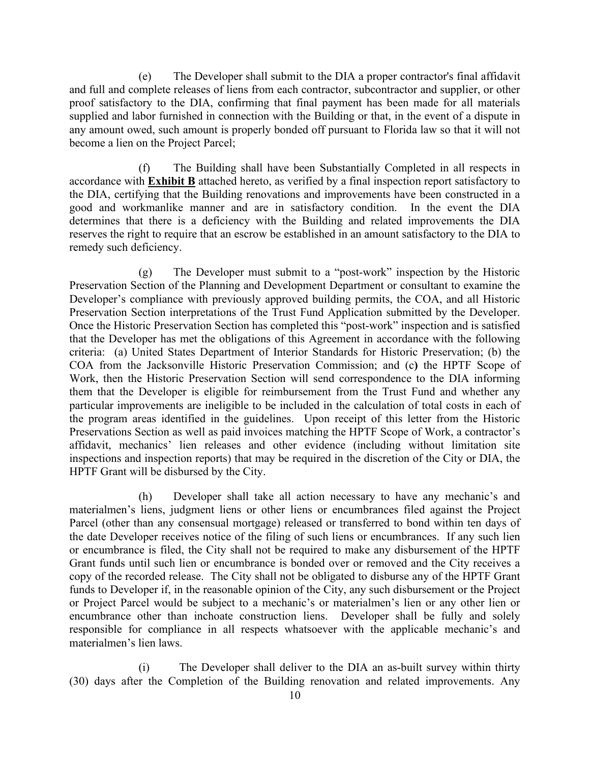(e) The Developer shall submit to the DIA a proper contractor's final affidavit and full and complete releases of liens from each contractor, subcontractor and supplier, or other proof satisfactory to the DIA, confirming that final payment has been made for all materials supplied and labor furnished in connection with the Building or that, in the event of a dispute in any amount owed, such amount is properly bonded off pursuant to Florida law so that it will not become a lien on the Project Parcel;

(f) The Building shall have been Substantially Completed in all respects in accordance with **Exhibit B** attached hereto, as verified by a final inspection report satisfactory to the DIA, certifying that the Building renovations and improvements have been constructed in a good and workmanlike manner and are in satisfactory condition. In the event the DIA determines that there is a deficiency with the Building and related improvements the DIA reserves the right to require that an escrow be established in an amount satisfactory to the DIA to remedy such deficiency.

(g) The Developer must submit to a "post-work" inspection by the Historic Preservation Section of the Planning and Development Department or consultant to examine the Developer's compliance with previously approved building permits, the COA, and all Historic Preservation Section interpretations of the Trust Fund Application submitted by the Developer. Once the Historic Preservation Section has completed this "post-work" inspection and is satisfied that the Developer has met the obligations of this Agreement in accordance with the following criteria: (a) United States Department of Interior Standards for Historic Preservation; (b) the COA from the Jacksonville Historic Preservation Commission; and (c) the HPTF Scope of Work, then the Historic Preservation Section will send correspondence to the DIA informing them that the Developer is eligible for reimbursement from the Trust Fund and whether any particular improvements are ineligible to be included in the calculation of total costs in each of the program areas identified in the guidelines. Upon receipt of this letter from the Historic Preservations Section as well as paid invoices matching the HPTF Scope of Work, a contractor's affidavit, mechanics' lien releases and other evidence (including without limitation site inspections and inspection reports) that may be required in the discretion of the City or DIA, the HPTF Grant will be disbursed by the City.

(h) Developer shall take all action necessary to have any mechanic's and materialmen's liens, judgment liens or other liens or encumbrances filed against the Project Parcel (other than any consensual mortgage) released or transferred to bond within ten days of the date Developer receives notice of the filing of such liens or encumbrances. If any such lien or encumbrance is filed, the City shall not be required to make any disbursement of the HPTF Grant funds until such lien or encumbrance is bonded over or removed and the City receives a copy of the recorded release. The City shall not be obligated to disburse any of the HPTF Grant funds to Developer if, in the reasonable opinion of the City, any such disbursement or the Project or Project Parcel would be subject to a mechanic's or materialmen's lien or any other lien or encumbrance other than inchoate construction liens. Developer shall be fully and solely responsible for compliance in all respects whatsoever with the applicable mechanic's and materialmen's lien laws.

(i) The Developer shall deliver to the DIA an as-built survey within thirty (30) days after the Completion of the Building renovation and related improvements. Any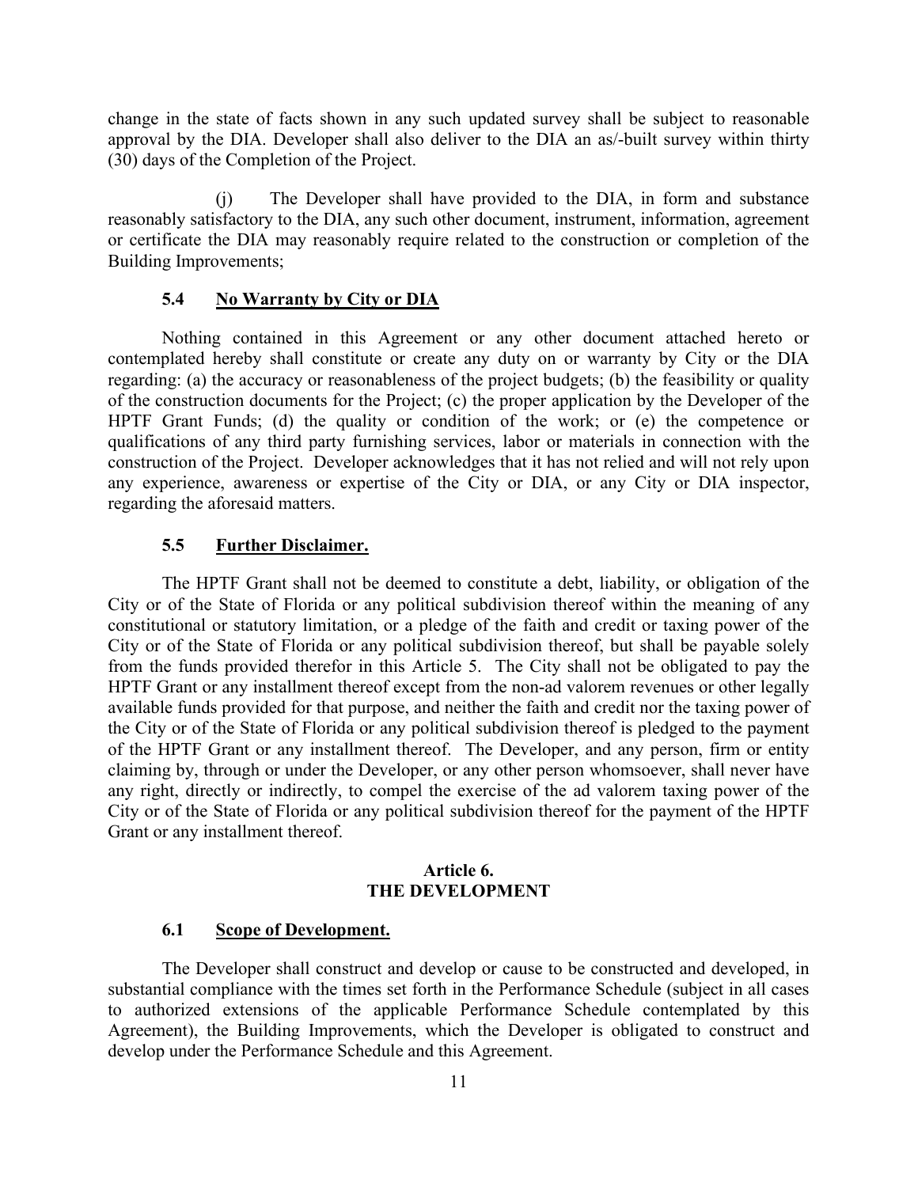change in the state of facts shown in any such updated survey shall be subject to reasonable approval by the DIA. Developer shall also deliver to the DIA an as/-built survey within thirty (30) days of the Completion of the Project.

(j) The Developer shall have provided to the DIA, in form and substance reasonably satisfactory to the DIA, any such other document, instrument, information, agreement or certificate the DIA may reasonably require related to the construction or completion of the Building Improvements;

### 5.4 No Warranty by City or DIA

Nothing contained in this Agreement or any other document attached hereto or contemplated hereby shall constitute or create any duty on or warranty by City or the DIA regarding: (a) the accuracy or reasonableness of the project budgets; (b) the feasibility or quality of the construction documents for the Project; (c) the proper application by the Developer of the HPTF Grant Funds; (d) the quality or condition of the work; or (e) the competence or qualifications of any third party furnishing services, labor or materials in connection with the construction of the Project. Developer acknowledges that it has not relied and will not rely upon any experience, awareness or expertise of the City or DIA, or any City or DIA inspector, regarding the aforesaid matters.

### 5.5 Further Disclaimer.

The HPTF Grant shall not be deemed to constitute a debt, liability, or obligation of the City or of the State of Florida or any political subdivision thereof within the meaning of any constitutional or statutory limitation, or a pledge of the faith and credit or taxing power of the City or of the State of Florida or any political subdivision thereof, but shall be payable solely from the funds provided therefor in this Article 5. The City shall not be obligated to pay the HPTF Grant or any installment thereof except from the non-ad valorem revenues or other legally available funds provided for that purpose, and neither the faith and credit nor the taxing power of the City or of the State of Florida or any political subdivision thereof is pledged to the payment of the HPTF Grant or any installment thereof. The Developer, and any person, firm or entity claiming by, through or under the Developer, or any other person whomsoever, shall never have any right, directly or indirectly, to compel the exercise of the ad valorem taxing power of the City or of the State of Florida or any political subdivision thereof for the payment of the HPTF Grant or any installment thereof.

## Article 6.
## THE DEVELOPMENT

### 6.1 Scope of Development.

The Developer shall construct and develop or cause to be constructed and developed, in substantial compliance with the times set forth in the Performance Schedule (subject in all cases to authorized extensions of the applicable Performance Schedule contemplated by this Agreement), the Building Improvements, which the Developer is obligated to construct and develop under the Performance Schedule and this Agreement.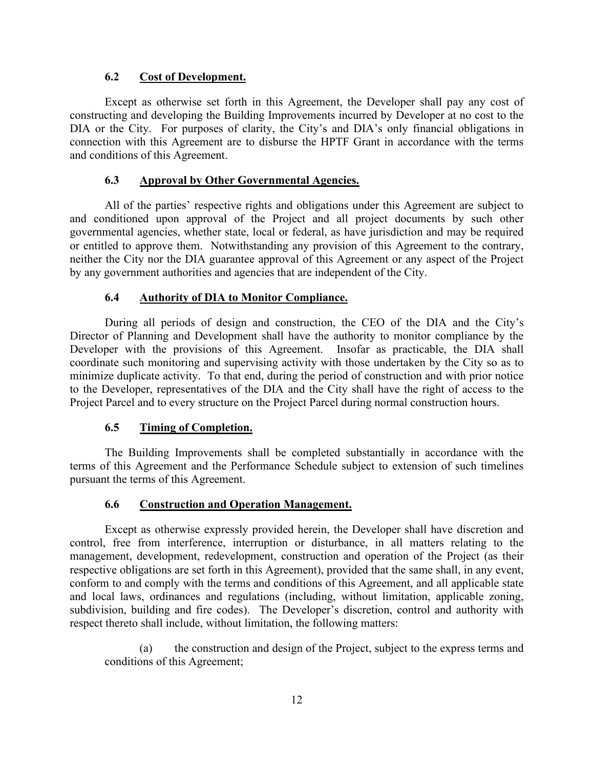### 6.2 Cost of Development.

Except as otherwise set forth in this Agreement, the Developer shall pay any cost of constructing and developing the Building Improvements incurred by Developer at no cost to the DIA or the City. For purposes of clarity, the City's and DIA's only financial obligations in connection with this Agreement are to disburse the HPTF Grant in accordance with the terms and conditions of this Agreement.

### 6.3 Approval by Other Governmental Agencies.

All of the parties' respective rights and obligations under this Agreement are subject to and conditioned upon approval of the Project and all project documents by such other governmental agencies, whether state, local or federal, as have jurisdiction and may be required or entitled to approve them. Notwithstanding any provision of this Agreement to the contrary, neither the City nor the DIA guarantee approval of this Agreement or any aspect of the Project by any government authorities and agencies that are independent of the City.

### 6.4 Authority of DIA to Monitor Compliance.

During all periods of design and construction, the CEO of the DIA and the City's Director of Planning and Development shall have the authority to monitor compliance by the Developer with the provisions of this Agreement. Insofar as practicable, the DIA shall coordinate such monitoring and supervising activity with those undertaken by the City so as to minimize duplicate activity. To that end, during the period of construction and with prior notice to the Developer, representatives of the DIA and the City shall have the right of access to the Project Parcel and to every structure on the Project Parcel during normal construction hours.

### 6.5 Timing of Completion.

The Building Improvements shall be completed substantially in accordance with the terms of this Agreement and the Performance Schedule subject to extension of such timelines pursuant the terms of this Agreement.

### 6.6 Construction and Operation Management.

Except as otherwise expressly provided herein, the Developer shall have discretion and control, free from interference, interruption or disturbance, in all matters relating to the management, development, redevelopment, construction and operation of the Project (as their respective obligations are set forth in this Agreement), provided that the same shall, in any event, conform to and comply with the terms and conditions of this Agreement, and all applicable state and local laws, ordinances and regulations (including, without limitation, applicable zoning, subdivision, building and fire codes). The Developer's discretion, control and authority with respect thereto shall include, without limitation, the following matters:

(a) the construction and design of the Project, subject to the express terms and conditions of this Agreement;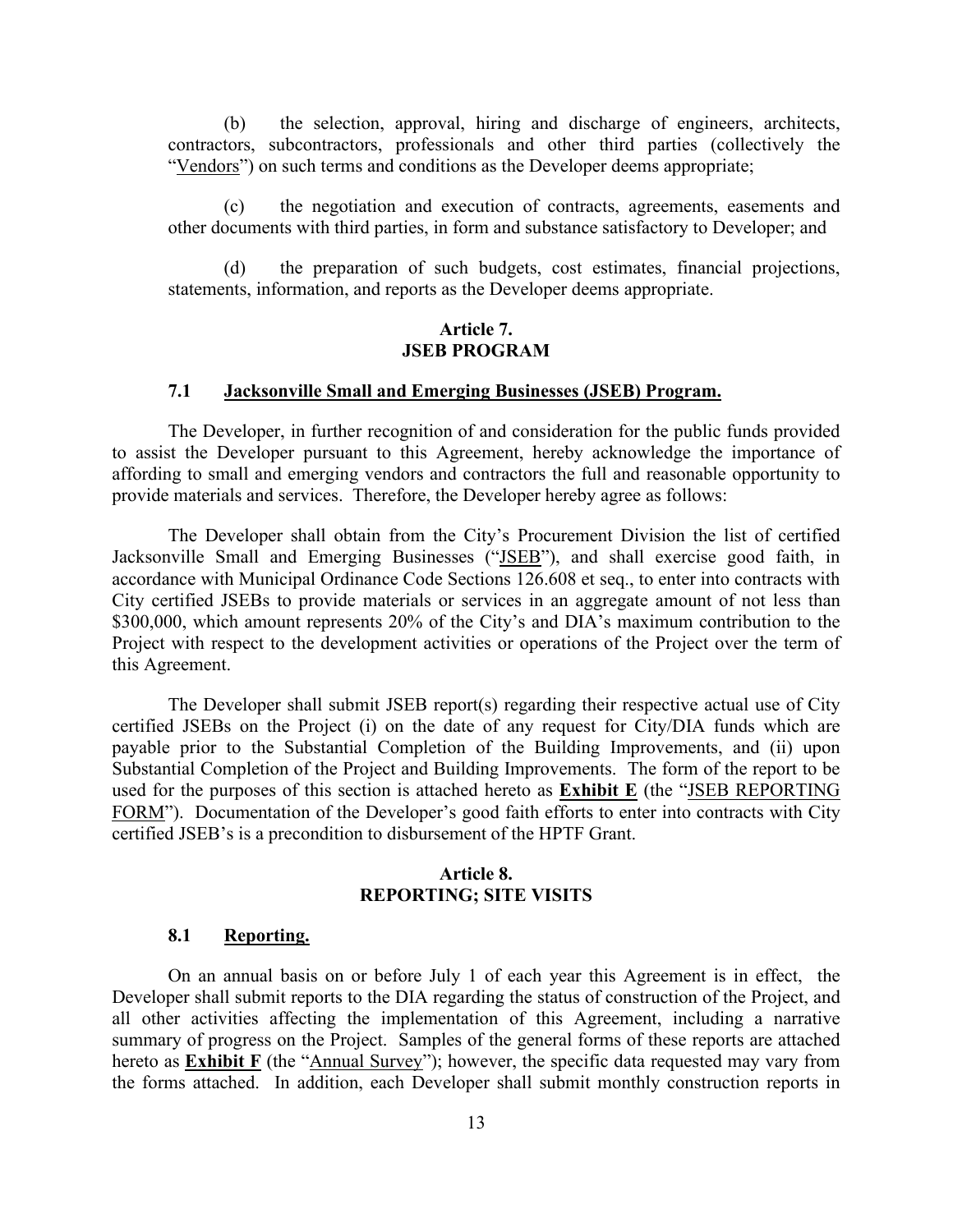(b) the selection, approval, hiring and discharge of engineers, architects, contractors, subcontractors, professionals and other third parties (collectively the "Vendors") on such terms and conditions as the Developer deems appropriate;

(c) the negotiation and execution of contracts, agreements, easements and other documents with third parties, in form and substance satisfactory to Developer; and

(d) the preparation of such budgets, cost estimates, financial projections, statements, information, and reports as the Developer deems appropriate.

## Article 7.
## JSEB PROGRAM

### 7.1 Jacksonville Small and Emerging Businesses (JSEB) Program.

The Developer, in further recognition of and consideration for the public funds provided to assist the Developer pursuant to this Agreement, hereby acknowledge the importance of affording to small and emerging vendors and contractors the full and reasonable opportunity to provide materials and services. Therefore, the Developer hereby agree as follows:

The Developer shall obtain from the City's Procurement Division the list of certified Jacksonville Small and Emerging Businesses ("JSEB"), and shall exercise good faith, in accordance with Municipal Ordinance Code Sections 126.608 et seq., to enter into contracts with City certified JSEBs to provide materials or services in an aggregate amount of not less than $300,000, which amount represents 20% of the City's and DIA's maximum contribution to the Project with respect to the development activities or operations of the Project over the term of this Agreement.

The Developer shall submit JSEB report(s) regarding their respective actual use of City certified JSEBs on the Project (i) on the date of any request for City/DIA funds which are payable prior to the Substantial Completion of the Building Improvements, and (ii) upon Substantial Completion of the Project and Building Improvements. The form of the report to be used for the purposes of this section is attached hereto as **Exhibit E** (the "JSEB REPORTING FORM"). Documentation of the Developer's good faith efforts to enter into contracts with City certified JSEB's is a precondition to disbursement of the HPTF Grant.

## Article 8.
## REPORTING; SITE VISITS

### 8.1 Reporting.

On an annual basis on or before July 1 of each year this Agreement is in effect, the Developer shall submit reports to the DIA regarding the status of construction of the Project, and all other activities affecting the implementation of this Agreement, including a narrative summary of progress on the Project. Samples of the general forms of these reports are attached hereto as **Exhibit F** (the "Annual Survey"); however, the specific data requested may vary from the forms attached. In addition, each Developer shall submit monthly construction reports in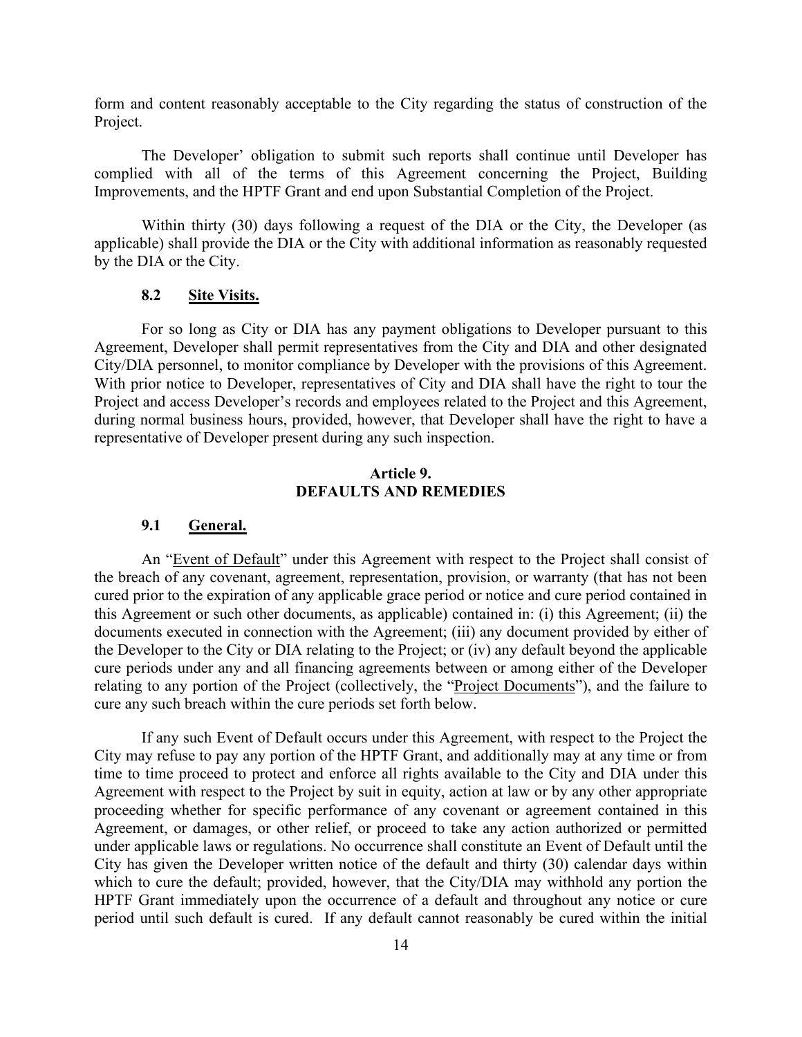form and content reasonably acceptable to the City regarding the status of construction of the Project.

The Developer' obligation to submit such reports shall continue until Developer has complied with all of the terms of this Agreement concerning the Project, Building Improvements, and the HPTF Grant and end upon Substantial Completion of the Project.

Within thirty (30) days following a request of the DIA or the City, the Developer (as applicable) shall provide the DIA or the City with additional information as reasonably requested by the DIA or the City.

### 8.2 Site Visits.

For so long as City or DIA has any payment obligations to Developer pursuant to this Agreement, Developer shall permit representatives from the City and DIA and other designated City/DIA personnel, to monitor compliance by Developer with the provisions of this Agreement. With prior notice to Developer, representatives of City and DIA shall have the right to tour the Project and access Developer's records and employees related to the Project and this Agreement, during normal business hours, provided, however, that Developer shall have the right to have a representative of Developer present during any such inspection.

## Article 9.
## DEFAULTS AND REMEDIES

### 9.1 General.

An "Event of Default" under this Agreement with respect to the Project shall consist of the breach of any covenant, agreement, representation, provision, or warranty (that has not been cured prior to the expiration of any applicable grace period or notice and cure period contained in this Agreement or such other documents, as applicable) contained in: (i) this Agreement; (ii) the documents executed in connection with the Agreement; (iii) any document provided by either of the Developer to the City or DIA relating to the Project; or (iv) any default beyond the applicable cure periods under any and all financing agreements between or among either of the Developer relating to any portion of the Project (collectively, the "Project Documents"), and the failure to cure any such breach within the cure periods set forth below.

If any such Event of Default occurs under this Agreement, with respect to the Project the City may refuse to pay any portion of the HPTF Grant, and additionally may at any time or from time to time proceed to protect and enforce all rights available to the City and DIA under this Agreement with respect to the Project by suit in equity, action at law or by any other appropriate proceeding whether for specific performance of any covenant or agreement contained in this Agreement, or damages, or other relief, or proceed to take any action authorized or permitted under applicable laws or regulations. No occurrence shall constitute an Event of Default until the City has given the Developer written notice of the default and thirty (30) calendar days within which to cure the default; provided, however, that the City/DIA may withhold any portion the HPTF Grant immediately upon the occurrence of a default and throughout any notice or cure period until such default is cured. If any default cannot reasonably be cured within the initial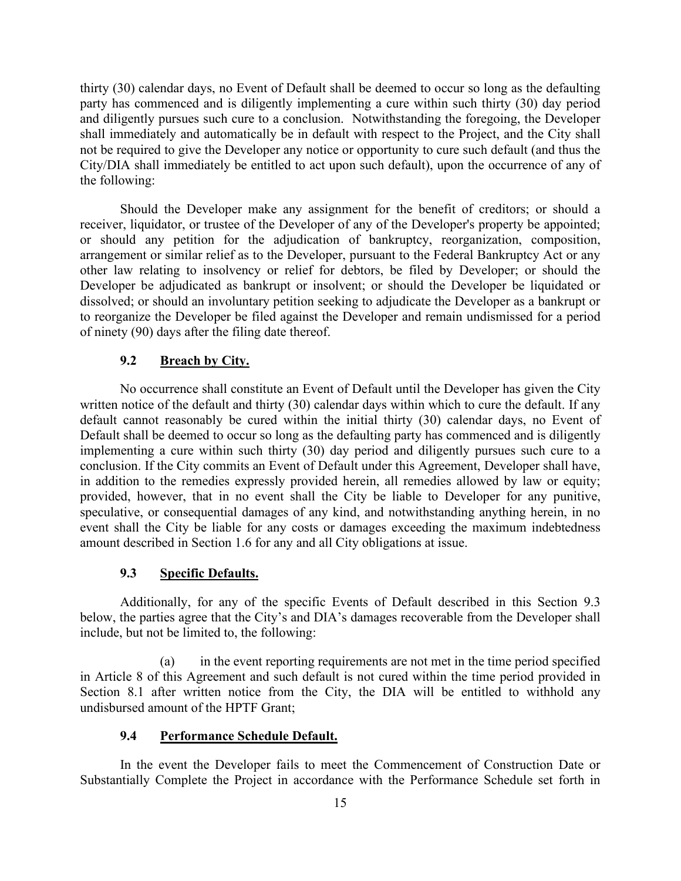thirty (30) calendar days, no Event of Default shall be deemed to occur so long as the defaulting party has commenced and is diligently implementing a cure within such thirty (30) day period and diligently pursues such cure to a conclusion. Notwithstanding the foregoing, the Developer shall immediately and automatically be in default with respect to the Project, and the City shall not be required to give the Developer any notice or opportunity to cure such default (and thus the City/DIA shall immediately be entitled to act upon such default), upon the occurrence of any of the following:

Should the Developer make any assignment for the benefit of creditors; or should a receiver, liquidator, or trustee of the Developer of any of the Developer's property be appointed; or should any petition for the adjudication of bankruptcy, reorganization, composition, arrangement or similar relief as to the Developer, pursuant to the Federal Bankruptcy Act or any other law relating to insolvency or relief for debtors, be filed by Developer; or should the Developer be adjudicated as bankrupt or insolvent; or should the Developer be liquidated or dissolved; or should an involuntary petition seeking to adjudicate the Developer as a bankrupt or to reorganize the Developer be filed against the Developer and remain undismissed for a period of ninety (90) days after the filing date thereof.

### 9.2 Breach by City.

No occurrence shall constitute an Event of Default until the Developer has given the City written notice of the default and thirty (30) calendar days within which to cure the default. If any default cannot reasonably be cured within the initial thirty (30) calendar days, no Event of Default shall be deemed to occur so long as the defaulting party has commenced and is diligently implementing a cure within such thirty (30) day period and diligently pursues such cure to a conclusion. If the City commits an Event of Default under this Agreement, Developer shall have, in addition to the remedies expressly provided herein, all remedies allowed by law or equity; provided, however, that in no event shall the City be liable to Developer for any punitive, speculative, or consequential damages of any kind, and notwithstanding anything herein, in no event shall the City be liable for any costs or damages exceeding the maximum indebtedness amount described in Section 1.6 for any and all City obligations at issue.

### 9.3 Specific Defaults.

Additionally, for any of the specific Events of Default described in this Section 9.3 below, the parties agree that the City's and DIA's damages recoverable from the Developer shall include, but not be limited to, the following:

(a) in the event reporting requirements are not met in the time period specified in Article 8 of this Agreement and such default is not cured within the time period provided in Section 8.1 after written notice from the City, the DIA will be entitled to withhold any undisbursed amount of the HPTF Grant;

### 9.4 Performance Schedule Default.

In the event the Developer fails to meet the Commencement of Construction Date or Substantially Complete the Project in accordance with the Performance Schedule set forth in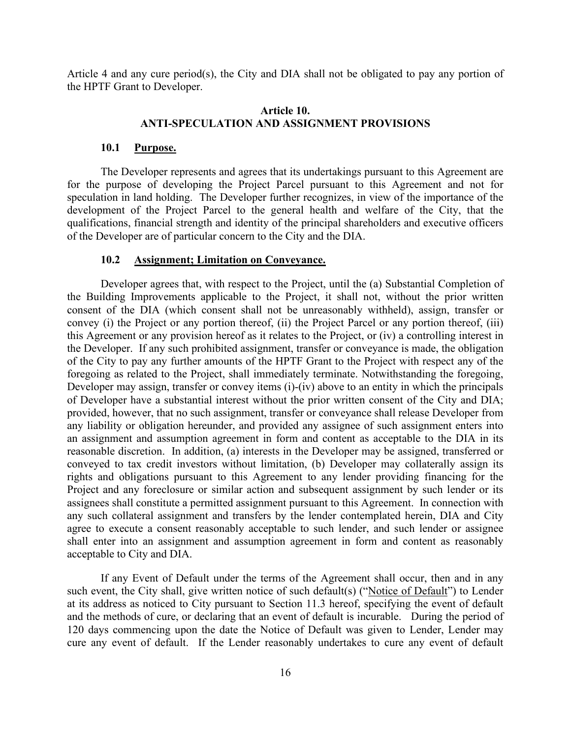Article 4 and any cure period(s), the City and DIA shall not be obligated to pay any portion of the HPTF Grant to Developer.

## Article 10. ANTI-SPECULATION AND ASSIGNMENT PROVISIONS

### 10.1 Purpose.

The Developer represents and agrees that its undertakings pursuant to this Agreement are for the purpose of developing the Project Parcel pursuant to this Agreement and not for speculation in land holding. The Developer further recognizes, in view of the importance of the development of the Project Parcel to the general health and welfare of the City, that the qualifications, financial strength and identity of the principal shareholders and executive officers of the Developer are of particular concern to the City and the DIA.

### 10.2 Assignment; Limitation on Conveyance.

Developer agrees that, with respect to the Project, until the (a) Substantial Completion of the Building Improvements applicable to the Project, it shall not, without the prior written consent of the DIA (which consent shall not be unreasonably withheld), assign, transfer or convey (i) the Project or any portion thereof, (ii) the Project Parcel or any portion thereof, (iii) this Agreement or any provision hereof as it relates to the Project, or (iv) a controlling interest in the Developer. If any such prohibited assignment, transfer or conveyance is made, the obligation of the City to pay any further amounts of the HPTF Grant to the Project with respect any of the foregoing as related to the Project, shall immediately terminate. Notwithstanding the foregoing, Developer may assign, transfer or convey items (i)-(iv) above to an entity in which the principals of Developer have a substantial interest without the prior written consent of the City and DIA; provided, however, that no such assignment, transfer or conveyance shall release Developer from any liability or obligation hereunder, and provided any assignee of such assignment enters into an assignment and assumption agreement in form and content as acceptable to the DIA in its reasonable discretion. In addition, (a) interests in the Developer may be assigned, transferred or conveyed to tax credit investors without limitation, (b) Developer may collaterally assign its rights and obligations pursuant to this Agreement to any lender providing financing for the Project and any foreclosure or similar action and subsequent assignment by such lender or its assignees shall constitute a permitted assignment pursuant to this Agreement. In connection with any such collateral assignment and transfers by the lender contemplated herein, DIA and City agree to execute a consent reasonably acceptable to such lender, and such lender or assignee shall enter into an assignment and assumption agreement in form and content as reasonably acceptable to City and DIA.

If any Event of Default under the terms of the Agreement shall occur, then and in any such event, the City shall, give written notice of such default(s) ("Notice of Default") to Lender at its address as noticed to City pursuant to Section 11.3 hereof, specifying the event of default and the methods of cure, or declaring that an event of default is incurable. During the period of 120 days commencing upon the date the Notice of Default was given to Lender, Lender may cure any event of default. If the Lender reasonably undertakes to cure any event of default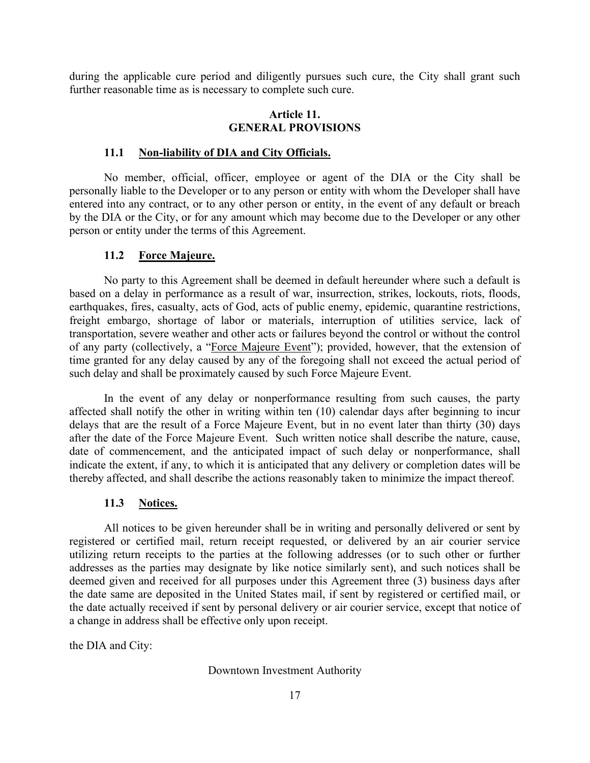during the applicable cure period and diligently pursues such cure, the City shall grant such further reasonable time as is necessary to complete such cure.

## Article 11.
## GENERAL PROVISIONS

### 11.1 Non-liability of DIA and City Officials.

No member, official, officer, employee or agent of the DIA or the City shall be personally liable to the Developer or to any person or entity with whom the Developer shall have entered into any contract, or to any other person or entity, in the event of any default or breach by the DIA or the City, or for any amount which may become due to the Developer or any other person or entity under the terms of this Agreement.

### 11.2 Force Majeure.

No party to this Agreement shall be deemed in default hereunder where such a default is based on a delay in performance as a result of war, insurrection, strikes, lockouts, riots, floods, earthquakes, fires, casualty, acts of God, acts of public enemy, epidemic, quarantine restrictions, freight embargo, shortage of labor or materials, interruption of utilities service, lack of transportation, severe weather and other acts or failures beyond the control or without the control of any party (collectively, a "Force Majeure Event"); provided, however, that the extension of time granted for any delay caused by any of the foregoing shall not exceed the actual period of such delay and shall be proximately caused by such Force Majeure Event.

In the event of any delay or nonperformance resulting from such causes, the party affected shall notify the other in writing within ten (10) calendar days after beginning to incur delays that are the result of a Force Majeure Event, but in no event later than thirty (30) days after the date of the Force Majeure Event. Such written notice shall describe the nature, cause, date of commencement, and the anticipated impact of such delay or nonperformance, shall indicate the extent, if any, to which it is anticipated that any delivery or completion dates will be thereby affected, and shall describe the actions reasonably taken to minimize the impact thereof.

### 11.3 Notices.

All notices to be given hereunder shall be in writing and personally delivered or sent by registered or certified mail, return receipt requested, or delivered by an air courier service utilizing return receipts to the parties at the following addresses (or to such other or further addresses as the parties may designate by like notice similarly sent), and such notices shall be deemed given and received for all purposes under this Agreement three (3) business days after the date same are deposited in the United States mail, if sent by registered or certified mail, or the date actually received if sent by personal delivery or air courier service, except that notice of a change in address shall be effective only upon receipt.

the DIA and City:

Downtown Investment Authority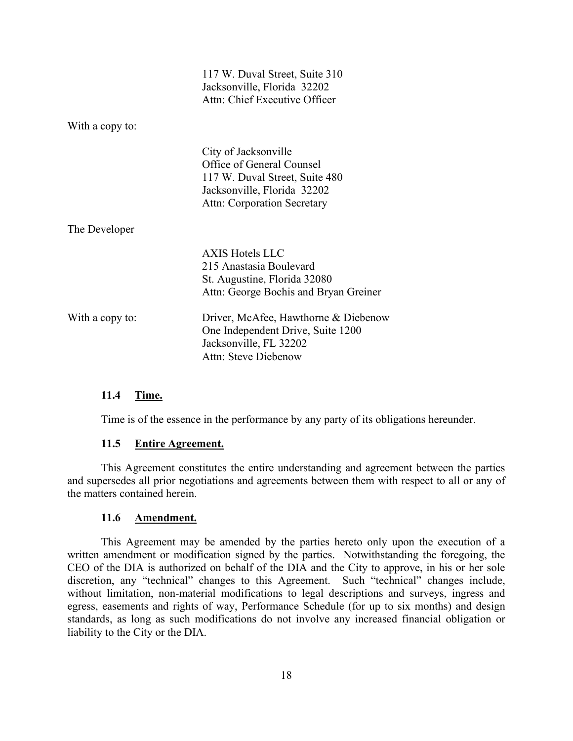117 W. Duval Street, Suite 310
Jacksonville, Florida 32202
Attn: Chief Executive Officer

With a copy to:

City of Jacksonville
Office of General Counsel
117 W. Duval Street, Suite 480
Jacksonville, Florida 32202
Attn: Corporation Secretary

The Developer

AXIS Hotels LLC
215 Anastasia Boulevard
St. Augustine, Florida 32080
Attn: George Bochis and Bryan Greiner

With a copy to:

Driver, McAfee, Hawthorne & Diebenow
One Independent Drive, Suite 1200
Jacksonville, FL 32202
Attn: Steve Diebenow

### 11.4 Time.

Time is of the essence in the performance by any party of its obligations hereunder.

### 11.5 Entire Agreement.

This Agreement constitutes the entire understanding and agreement between the parties and supersedes all prior negotiations and agreements between them with respect to all or any of the matters contained herein.

### 11.6 Amendment.

This Agreement may be amended by the parties hereto only upon the execution of a written amendment or modification signed by the parties. Notwithstanding the foregoing, the CEO of the DIA is authorized on behalf of the DIA and the City to approve, in his or her sole discretion, any "technical" changes to this Agreement. Such "technical" changes include, without limitation, non-material modifications to legal descriptions and surveys, ingress and egress, easements and rights of way, Performance Schedule (for up to six months) and design standards, as long as such modifications do not involve any increased financial obligation or liability to the City or the DIA.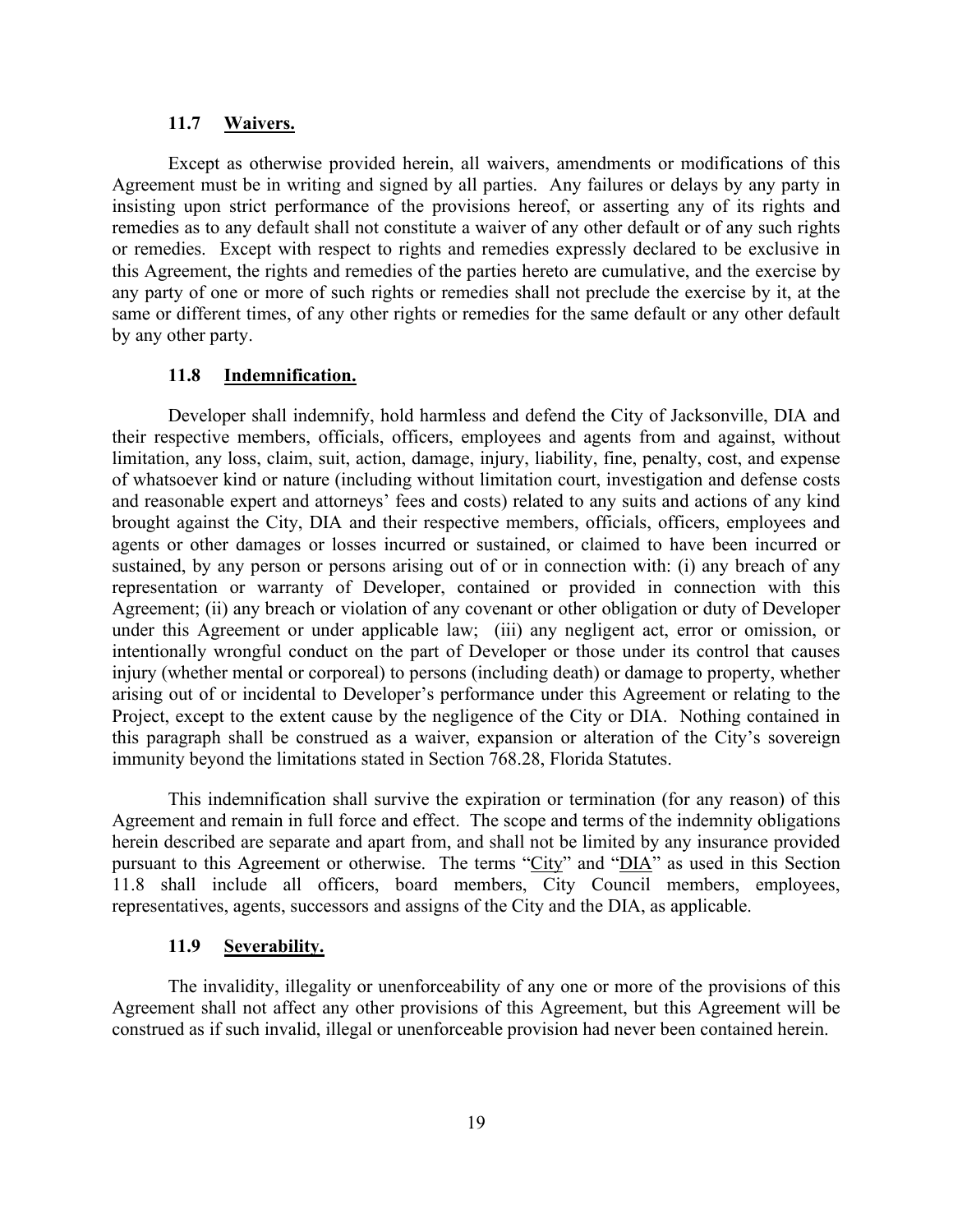### 11.7 <u>Waivers.</u>

Except as otherwise provided herein, all waivers, amendments or modifications of this Agreement must be in writing and signed by all parties. Any failures or delays by any party in insisting upon strict performance of the provisions hereof, or asserting any of its rights and remedies as to any default shall not constitute a waiver of any other default or of any such rights or remedies. Except with respect to rights and remedies expressly declared to be exclusive in this Agreement, the rights and remedies of the parties hereto are cumulative, and the exercise by any party of one or more of such rights or remedies shall not preclude the exercise by it, at the same or different times, of any other rights or remedies for the same default or any other default by any other party.

### 11.8 <u>Indemnification.</u>

Developer shall indemnify, hold harmless and defend the City of Jacksonville, DIA and their respective members, officials, officers, employees and agents from and against, without limitation, any loss, claim, suit, action, damage, injury, liability, fine, penalty, cost, and expense of whatsoever kind or nature (including without limitation court, investigation and defense costs and reasonable expert and attorneys' fees and costs) related to any suits and actions of any kind brought against the City, DIA and their respective members, officials, officers, employees and agents or other damages or losses incurred or sustained, or claimed to have been incurred or sustained, by any person or persons arising out of or in connection with: (i) any breach of any representation or warranty of Developer, contained or provided in connection with this Agreement; (ii) any breach or violation of any covenant or other obligation or duty of Developer under this Agreement or under applicable law; (iii) any negligent act, error or omission, or intentionally wrongful conduct on the part of Developer or those under its control that causes injury (whether mental or corporeal) to persons (including death) or damage to property, whether arising out of or incidental to Developer's performance under this Agreement or relating to the Project, except to the extent cause by the negligence of the City or DIA. Nothing contained in this paragraph shall be construed as a waiver, expansion or alteration of the City's sovereign immunity beyond the limitations stated in Section 768.28, Florida Statutes.

This indemnification shall survive the expiration or termination (for any reason) of this Agreement and remain in full force and effect. The scope and terms of the indemnity obligations herein described are separate and apart from, and shall not be limited by any insurance provided pursuant to this Agreement or otherwise. The terms "<u>City</u>" and "<u>DIA</u>" as used in this Section 11.8 shall include all officers, board members, City Council members, employees, representatives, agents, successors and assigns of the City and the DIA, as applicable.

### 11.9 <u>Severability.</u>

The invalidity, illegality or unenforceability of any one or more of the provisions of this Agreement shall not affect any other provisions of this Agreement, but this Agreement will be construed as if such invalid, illegal or unenforceable provision had never been contained herein.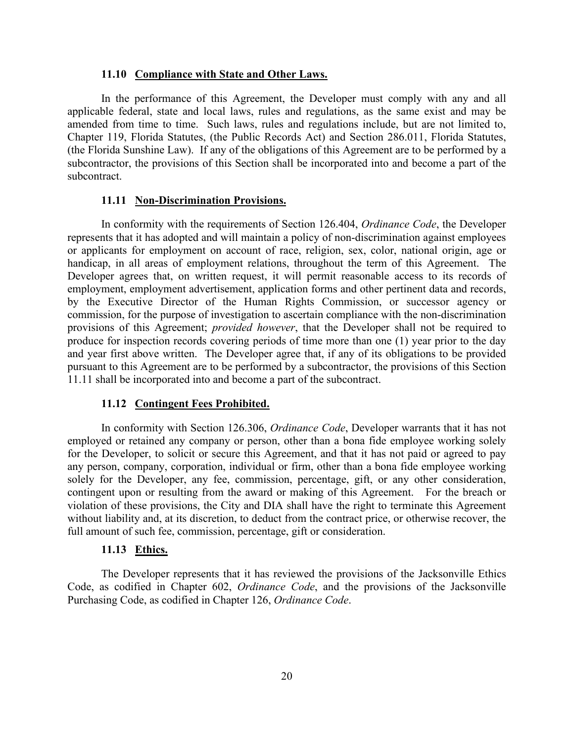### 11.10 <u>Compliance with State and Other Laws.</u>

In the performance of this Agreement, the Developer must comply with any and all applicable federal, state and local laws, rules and regulations, as the same exist and may be amended from time to time. Such laws, rules and regulations include, but are not limited to, Chapter 119, Florida Statutes, (the Public Records Act) and Section 286.011, Florida Statutes, (the Florida Sunshine Law). If any of the obligations of this Agreement are to be performed by a subcontractor, the provisions of this Section shall be incorporated into and become a part of the subcontract.

### 11.11 <u>Non-Discrimination Provisions.</u>

In conformity with the requirements of Section 126.404, *Ordinance Code*, the Developer represents that it has adopted and will maintain a policy of non-discrimination against employees or applicants for employment on account of race, religion, sex, color, national origin, age or handicap, in all areas of employment relations, throughout the term of this Agreement. The Developer agrees that, on written request, it will permit reasonable access to its records of employment, employment advertisement, application forms and other pertinent data and records, by the Executive Director of the Human Rights Commission, or successor agency or commission, for the purpose of investigation to ascertain compliance with the non-discrimination provisions of this Agreement; *provided however*, that the Developer shall not be required to produce for inspection records covering periods of time more than one (1) year prior to the day and year first above written. The Developer agree that, if any of its obligations to be provided pursuant to this Agreement are to be performed by a subcontractor, the provisions of this Section 11.11 shall be incorporated into and become a part of the subcontract.

### 11.12 <u>Contingent Fees Prohibited.</u>

In conformity with Section 126.306, *Ordinance Code*, Developer warrants that it has not employed or retained any company or person, other than a bona fide employee working solely for the Developer, to solicit or secure this Agreement, and that it has not paid or agreed to pay any person, company, corporation, individual or firm, other than a bona fide employee working solely for the Developer, any fee, commission, percentage, gift, or any other consideration, contingent upon or resulting from the award or making of this Agreement. For the breach or violation of these provisions, the City and DIA shall have the right to terminate this Agreement without liability and, at its discretion, to deduct from the contract price, or otherwise recover, the full amount of such fee, commission, percentage, gift or consideration.

### 11.13 <u>Ethics.</u>

The Developer represents that it has reviewed the provisions of the Jacksonville Ethics Code, as codified in Chapter 602, *Ordinance Code*, and the provisions of the Jacksonville Purchasing Code, as codified in Chapter 126, *Ordinance Code*.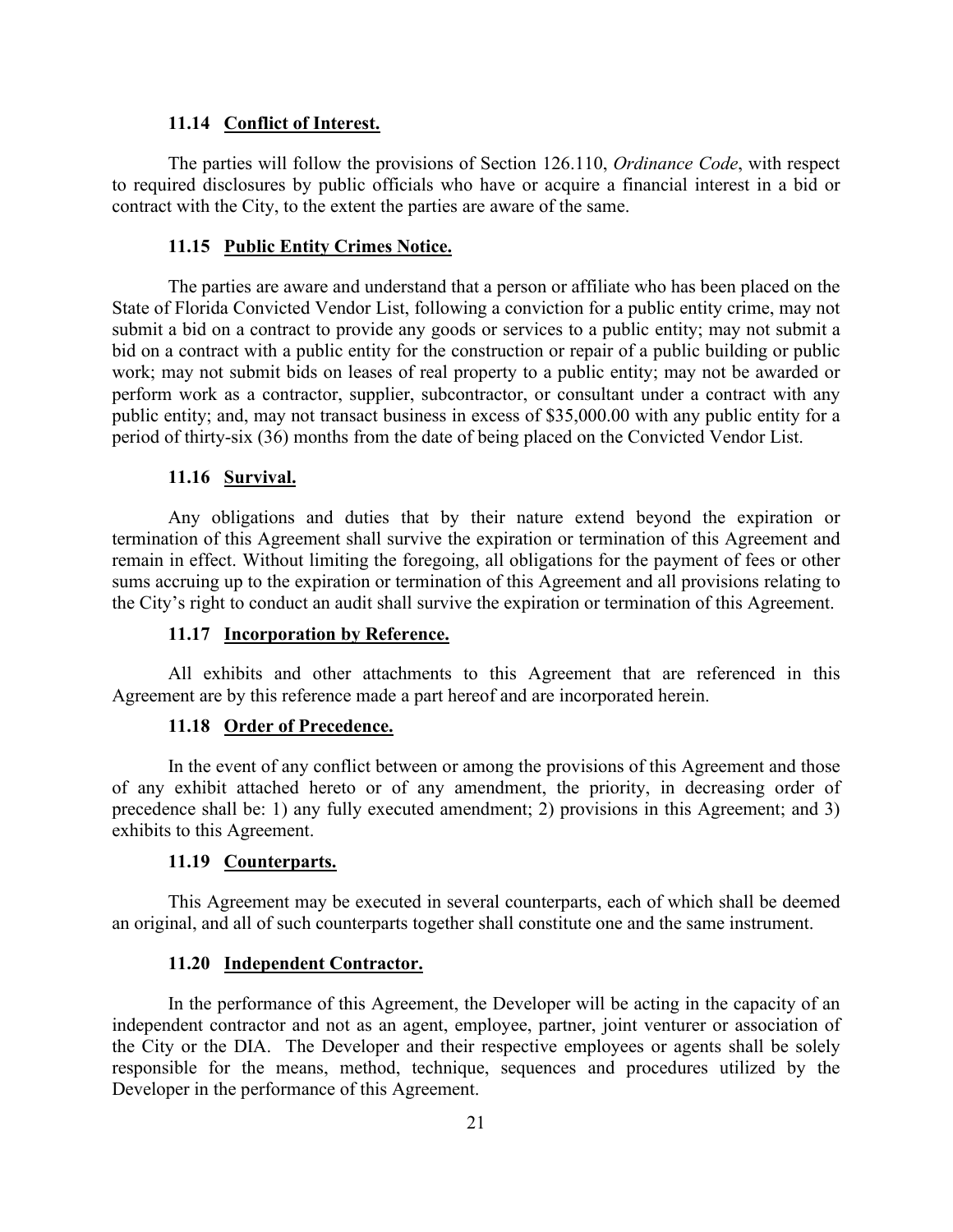### 11.14 Conflict of Interest.

The parties will follow the provisions of Section 126.110, *Ordinance Code*, with respect to required disclosures by public officials who have or acquire a financial interest in a bid or contract with the City, to the extent the parties are aware of the same.

### 11.15 Public Entity Crimes Notice.

The parties are aware and understand that a person or affiliate who has been placed on the State of Florida Convicted Vendor List, following a conviction for a public entity crime, may not submit a bid on a contract to provide any goods or services to a public entity; may not submit a bid on a contract with a public entity for the construction or repair of a public building or public work; may not submit bids on leases of real property to a public entity; may not be awarded or perform work as a contractor, supplier, subcontractor, or consultant under a contract with any public entity; and, may not transact business in excess of $35,000.00 with any public entity for a period of thirty-six (36) months from the date of being placed on the Convicted Vendor List.

### 11.16 Survival.

Any obligations and duties that by their nature extend beyond the expiration or termination of this Agreement shall survive the expiration or termination of this Agreement and remain in effect. Without limiting the foregoing, all obligations for the payment of fees or other sums accruing up to the expiration or termination of this Agreement and all provisions relating to the City's right to conduct an audit shall survive the expiration or termination of this Agreement.

### 11.17 Incorporation by Reference.

All exhibits and other attachments to this Agreement that are referenced in this Agreement are by this reference made a part hereof and are incorporated herein.

### 11.18 Order of Precedence.

In the event of any conflict between or among the provisions of this Agreement and those of any exhibit attached hereto or of any amendment, the priority, in decreasing order of precedence shall be: 1) any fully executed amendment; 2) provisions in this Agreement; and 3) exhibits to this Agreement.

### 11.19 Counterparts.

This Agreement may be executed in several counterparts, each of which shall be deemed an original, and all of such counterparts together shall constitute one and the same instrument.

### 11.20 Independent Contractor.

In the performance of this Agreement, the Developer will be acting in the capacity of an independent contractor and not as an agent, employee, partner, joint venturer or association of the City or the DIA. The Developer and their respective employees or agents shall be solely responsible for the means, method, technique, sequences and procedures utilized by the Developer in the performance of this Agreement.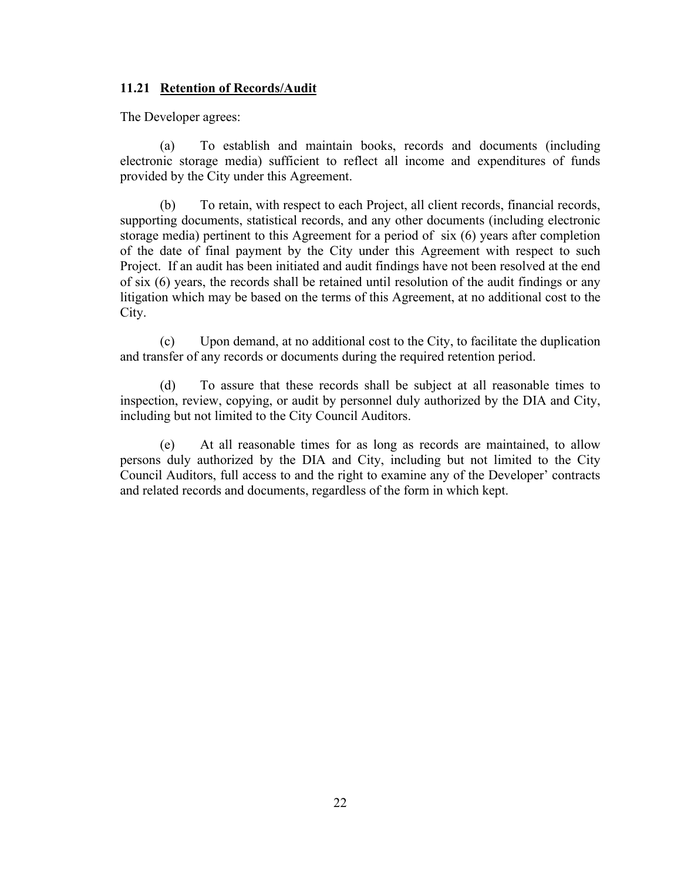### 11.21 **Retention of Records/Audit**

The Developer agrees:

(a) To establish and maintain books, records and documents (including electronic storage media) sufficient to reflect all income and expenditures of funds provided by the City under this Agreement.

(b) To retain, with respect to each Project, all client records, financial records, supporting documents, statistical records, and any other documents (including electronic storage media) pertinent to this Agreement for a period of six (6) years after completion of the date of final payment by the City under this Agreement with respect to such Project. If an audit has been initiated and audit findings have not been resolved at the end of six (6) years, the records shall be retained until resolution of the audit findings or any litigation which may be based on the terms of this Agreement, at no additional cost to the City.

(c) Upon demand, at no additional cost to the City, to facilitate the duplication and transfer of any records or documents during the required retention period.

(d) To assure that these records shall be subject at all reasonable times to inspection, review, copying, or audit by personnel duly authorized by the DIA and City, including but not limited to the City Council Auditors.

(e) At all reasonable times for as long as records are maintained, to allow persons duly authorized by the DIA and City, including but not limited to the City Council Auditors, full access to and the right to examine any of the Developer' contracts and related records and documents, regardless of the form in which kept.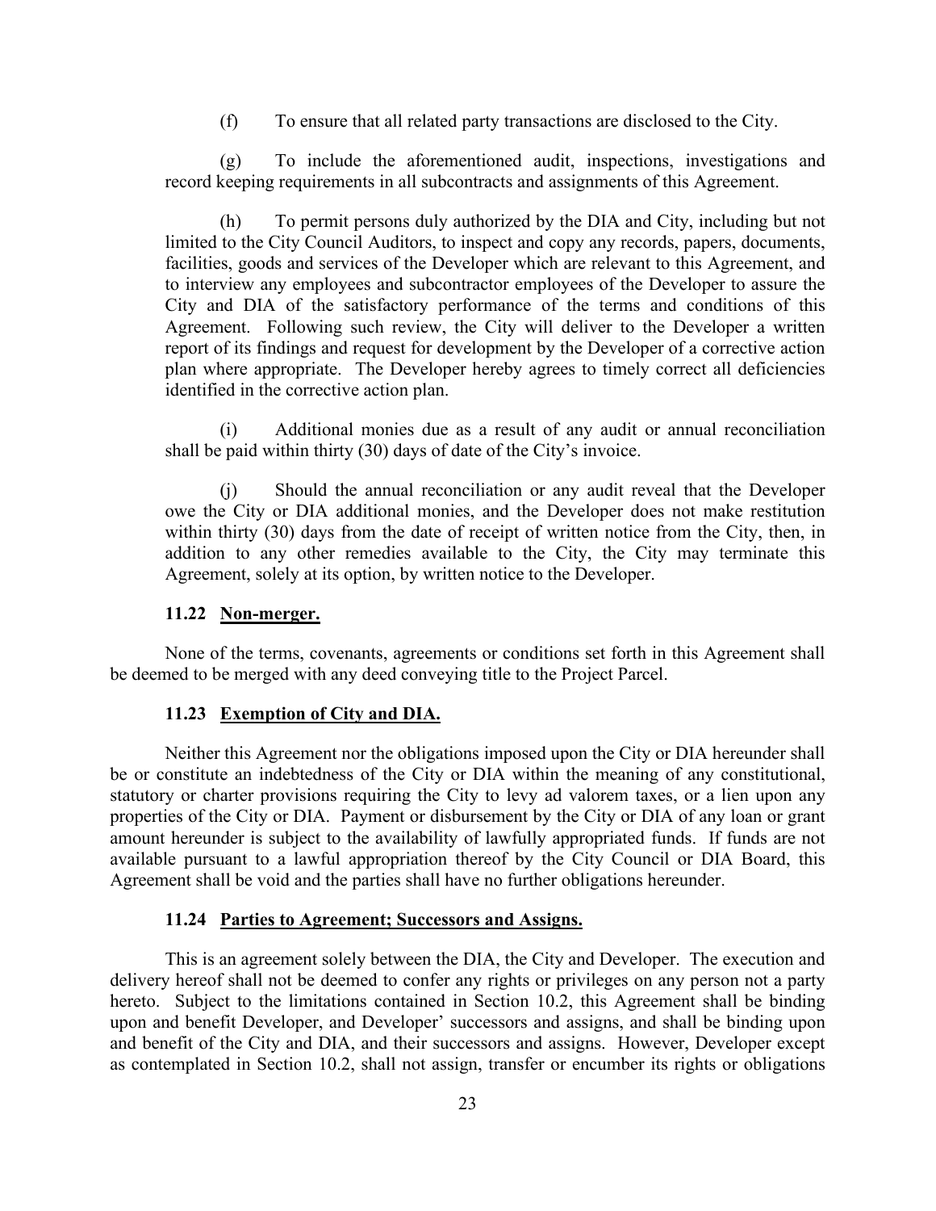(f) To ensure that all related party transactions are disclosed to the City.

(g) To include the aforementioned audit, inspections, investigations and record keeping requirements in all subcontracts and assignments of this Agreement.

(h) To permit persons duly authorized by the DIA and City, including but not limited to the City Council Auditors, to inspect and copy any records, papers, documents, facilities, goods and services of the Developer which are relevant to this Agreement, and to interview any employees and subcontractor employees of the Developer to assure the City and DIA of the satisfactory performance of the terms and conditions of this Agreement. Following such review, the City will deliver to the Developer a written report of its findings and request for development by the Developer of a corrective action plan where appropriate. The Developer hereby agrees to timely correct all deficiencies identified in the corrective action plan.

(i) Additional monies due as a result of any audit or annual reconciliation shall be paid within thirty (30) days of date of the City's invoice.

(j) Should the annual reconciliation or any audit reveal that the Developer owe the City or DIA additional monies, and the Developer does not make restitution within thirty (30) days from the date of receipt of written notice from the City, then, in addition to any other remedies available to the City, the City may terminate this Agreement, solely at its option, by written notice to the Developer.

### 11.22 <u>Non-merger.</u>

None of the terms, covenants, agreements or conditions set forth in this Agreement shall be deemed to be merged with any deed conveying title to the Project Parcel.

### 11.23 <u>Exemption of City and DIA.</u>

Neither this Agreement nor the obligations imposed upon the City or DIA hereunder shall be or constitute an indebtedness of the City or DIA within the meaning of any constitutional, statutory or charter provisions requiring the City to levy ad valorem taxes, or a lien upon any properties of the City or DIA. Payment or disbursement by the City or DIA of any loan or grant amount hereunder is subject to the availability of lawfully appropriated funds. If funds are not available pursuant to a lawful appropriation thereof by the City Council or DIA Board, this Agreement shall be void and the parties shall have no further obligations hereunder.

### 11.24 <u>Parties to Agreement; Successors and Assigns.</u>

This is an agreement solely between the DIA, the City and Developer. The execution and delivery hereof shall not be deemed to confer any rights or privileges on any person not a party hereto. Subject to the limitations contained in Section 10.2, this Agreement shall be binding upon and benefit Developer, and Developer' successors and assigns, and shall be binding upon and benefit of the City and DIA, and their successors and assigns. However, Developer except as contemplated in Section 10.2, shall not assign, transfer or encumber its rights or obligations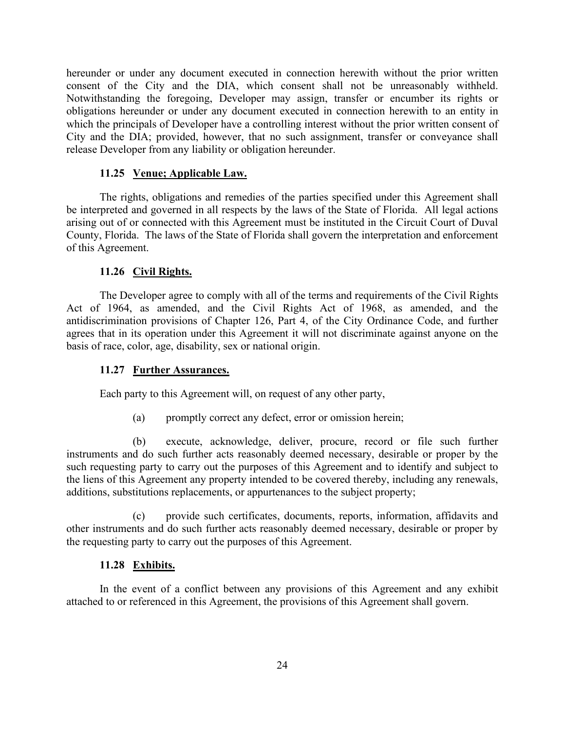hereunder or under any document executed in connection herewith without the prior written consent of the City and the DIA, which consent shall not be unreasonably withheld. Notwithstanding the foregoing, Developer may assign, transfer or encumber its rights or obligations hereunder or under any document executed in connection herewith to an entity in which the principals of Developer have a controlling interest without the prior written consent of City and the DIA; provided, however, that no such assignment, transfer or conveyance shall release Developer from any liability or obligation hereunder.

### 11.25 Venue; Applicable Law.

The rights, obligations and remedies of the parties specified under this Agreement shall be interpreted and governed in all respects by the laws of the State of Florida. All legal actions arising out of or connected with this Agreement must be instituted in the Circuit Court of Duval County, Florida. The laws of the State of Florida shall govern the interpretation and enforcement of this Agreement.

### 11.26 Civil Rights.

The Developer agree to comply with all of the terms and requirements of the Civil Rights Act of 1964, as amended, and the Civil Rights Act of 1968, as amended, and the antidiscrimination provisions of Chapter 126, Part 4, of the City Ordinance Code, and further agrees that in its operation under this Agreement it will not discriminate against anyone on the basis of race, color, age, disability, sex or national origin.

### 11.27 Further Assurances.

Each party to this Agreement will, on request of any other party,

(a) promptly correct any defect, error or omission herein;

(b) execute, acknowledge, deliver, procure, record or file such further instruments and do such further acts reasonably deemed necessary, desirable or proper by the such requesting party to carry out the purposes of this Agreement and to identify and subject to the liens of this Agreement any property intended to be covered thereby, including any renewals, additions, substitutions replacements, or appurtenances to the subject property;

(c) provide such certificates, documents, reports, information, affidavits and other instruments and do such further acts reasonably deemed necessary, desirable or proper by the requesting party to carry out the purposes of this Agreement.

### 11.28 Exhibits.

In the event of a conflict between any provisions of this Agreement and any exhibit attached to or referenced in this Agreement, the provisions of this Agreement shall govern.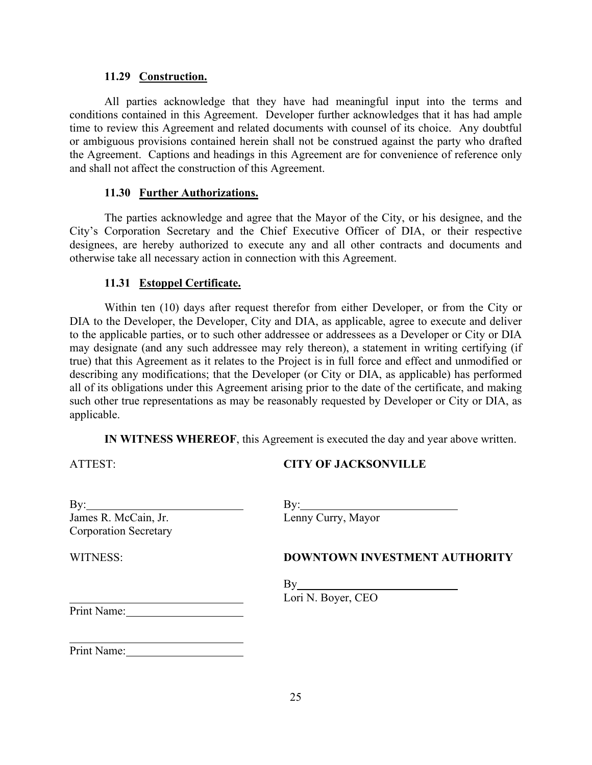### 11.29 Construction.

All parties acknowledge that they have had meaningful input into the terms and conditions contained in this Agreement. Developer further acknowledges that it has had ample time to review this Agreement and related documents with counsel of its choice. Any doubtful or ambiguous provisions contained herein shall not be construed against the party who drafted the Agreement. Captions and headings in this Agreement are for convenience of reference only and shall not affect the construction of this Agreement.

### 11.30 Further Authorizations.

The parties acknowledge and agree that the Mayor of the City, or his designee, and the City's Corporation Secretary and the Chief Executive Officer of DIA, or their respective designees, are hereby authorized to execute any and all other contracts and documents and otherwise take all necessary action in connection with this Agreement.

### 11.31 Estoppel Certificate.

Within ten (10) days after request therefor from either Developer, or from the City or DIA to the Developer, the Developer, City and DIA, as applicable, agree to execute and deliver to the applicable parties, or to such other addressee or addressees as a Developer or City or DIA may designate (and any such addressee may rely thereon), a statement in writing certifying (if true) that this Agreement as it relates to the Project is in full force and effect and unmodified or describing any modifications; that the Developer (or City or DIA, as applicable) has performed all of its obligations under this Agreement arising prior to the date of the certificate, and making such other true representations as may be reasonably requested by Developer or City or DIA, as applicable.

**IN WITNESS WHEREOF**, this Agreement is executed the day and year above written.

ATTEST:

By:\_\_\_\_\_\_\_\_\_\_\_\_\_\_\_\_\_\_\_\_\_\_\_\_\_\_
James R. McCain, Jr.
Corporation Secretary

**CITY OF JACKSONVILLE**

By:\_\_\_\_\_\_\_\_\_\_\_\_\_\_\_\_\_\_\_\_\_\_\_\_\_\_
Lenny Curry, Mayor

WITNESS:

\_\_\_\_\_\_\_\_\_\_\_\_\_\_\_\_\_\_\_\_\_\_\_\_\_\_\_\_
Print Name:\_\_\_\_\_\_\_\_\_\_\_\_\_\_\_\_\_\_\_\_

\_\_\_\_\_\_\_\_\_\_\_\_\_\_\_\_\_\_\_\_\_\_\_\_\_\_\_\_
Print Name:\_\_\_\_\_\_\_\_\_\_\_\_\_\_\_\_\_\_\_\_

**DOWNTOWN INVESTMENT AUTHORITY**

By\_\_\_\_\_\_\_\_\_\_\_\_\_\_\_\_\_\_\_\_\_\_\_\_\_\_\_
Lori N. Boyer, CEO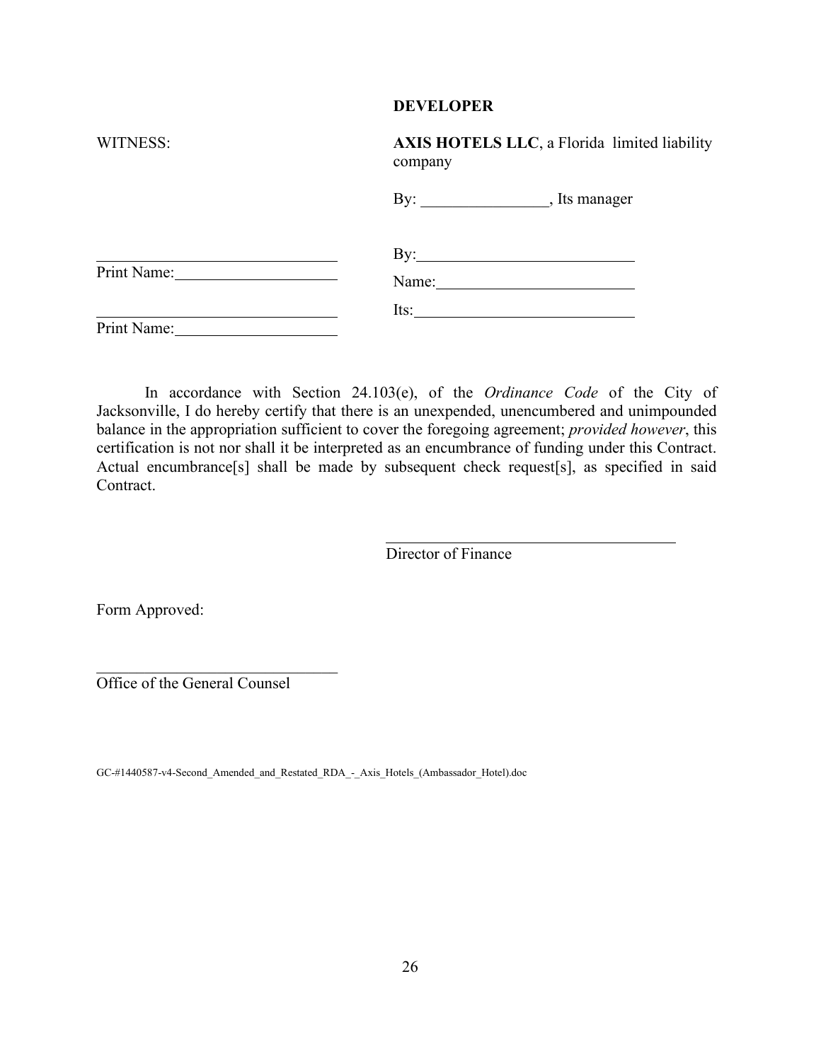**DEVELOPER**

WITNESS:

**AXIS HOTELS LLC**, a Florida limited liability company

By: ________________, Its manager

______________________________
Print Name:____________________

______________________________
Print Name:____________________

By:____________________________

Name:__________________________

Its:____________________________

In accordance with Section 24.103(e), of the *Ordinance Code* of the City of Jacksonville, I do hereby certify that there is an unexpended, unencumbered and unimpounded balance in the appropriation sufficient to cover the foregoing agreement; *provided however*, this certification is not nor shall it be interpreted as an encumbrance of funding under this Contract. Actual encumbrance[s] shall be made by subsequent check request[s], as specified in said Contract.

______________________________
Director of Finance

Form Approved:

______________________________
Office of the General Counsel

GC-#1440587-v4-Second_Amended_and_Restated_RDA_-_Axis_Hotels_(Ambassador_Hotel).doc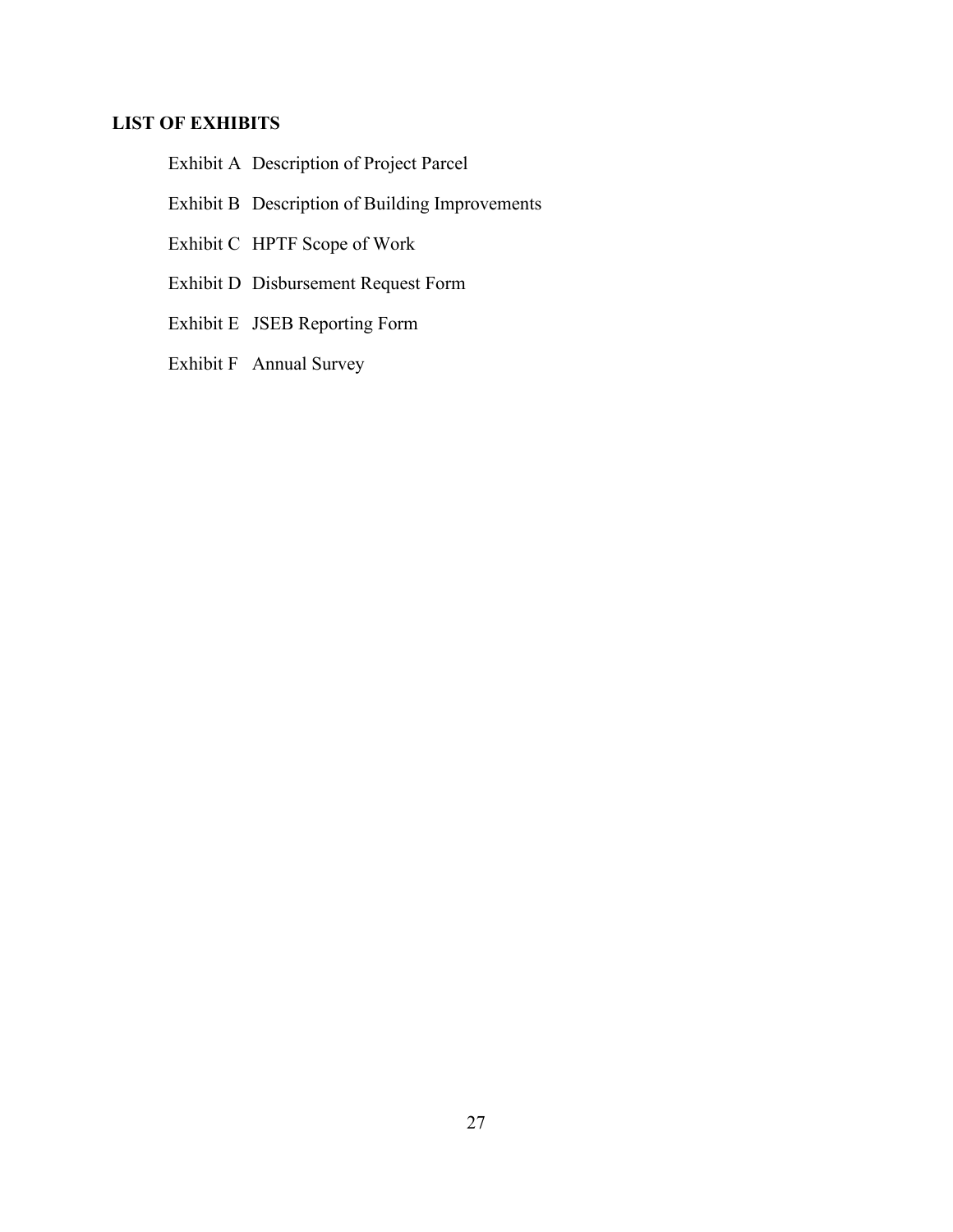## LIST OF EXHIBITS

Exhibit A Description of Project Parcel

Exhibit B Description of Building Improvements

Exhibit C HPTF Scope of Work

Exhibit D Disbursement Request Form

Exhibit E JSEB Reporting Form

Exhibit F Annual Survey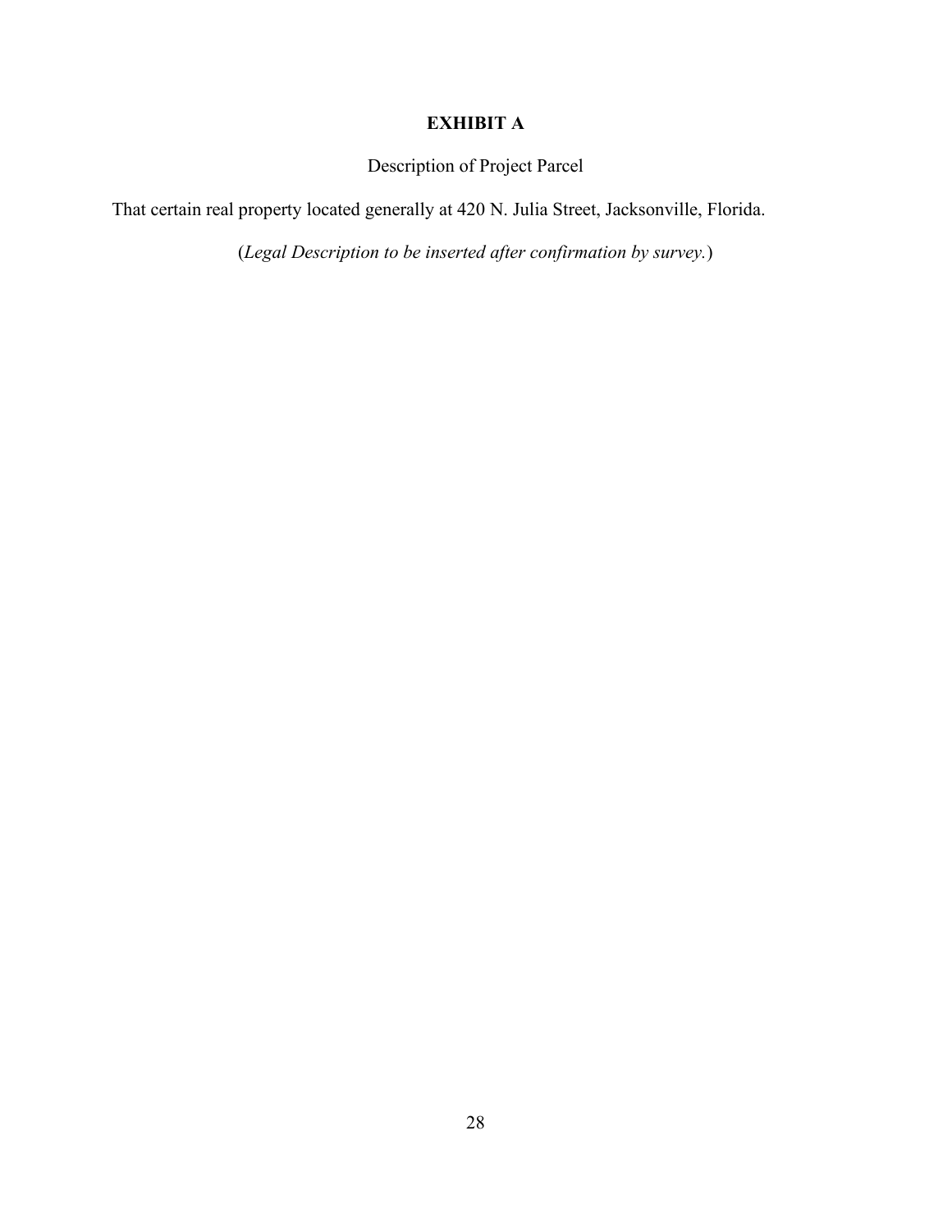**EXHIBIT A**

Description of Project Parcel

That certain real property located generally at 420 N. Julia Street, Jacksonville, Florida.

(*Legal Description to be inserted after confirmation by survey.*)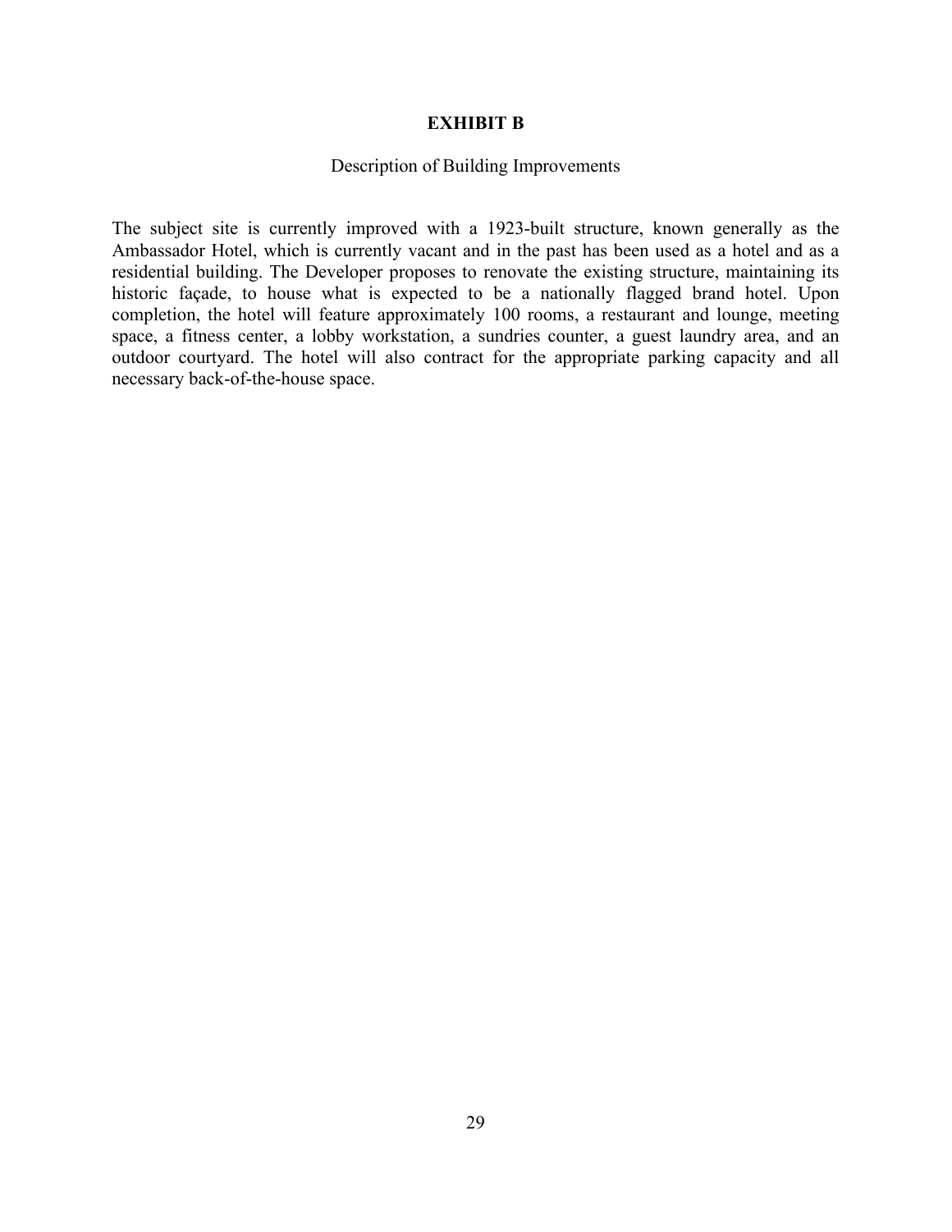# EXHIBIT B

Description of Building Improvements

The subject site is currently improved with a 1923-built structure, known generally as the Ambassador Hotel, which is currently vacant and in the past has been used as a hotel and as a residential building. The Developer proposes to renovate the existing structure, maintaining its historic façade, to house what is expected to be a nationally flagged brand hotel. Upon completion, the hotel will feature approximately 100 rooms, a restaurant and lounge, meeting space, a fitness center, a lobby workstation, a sundries counter, a guest laundry area, and an outdoor courtyard. The hotel will also contract for the appropriate parking capacity and all necessary back-of-the-house space.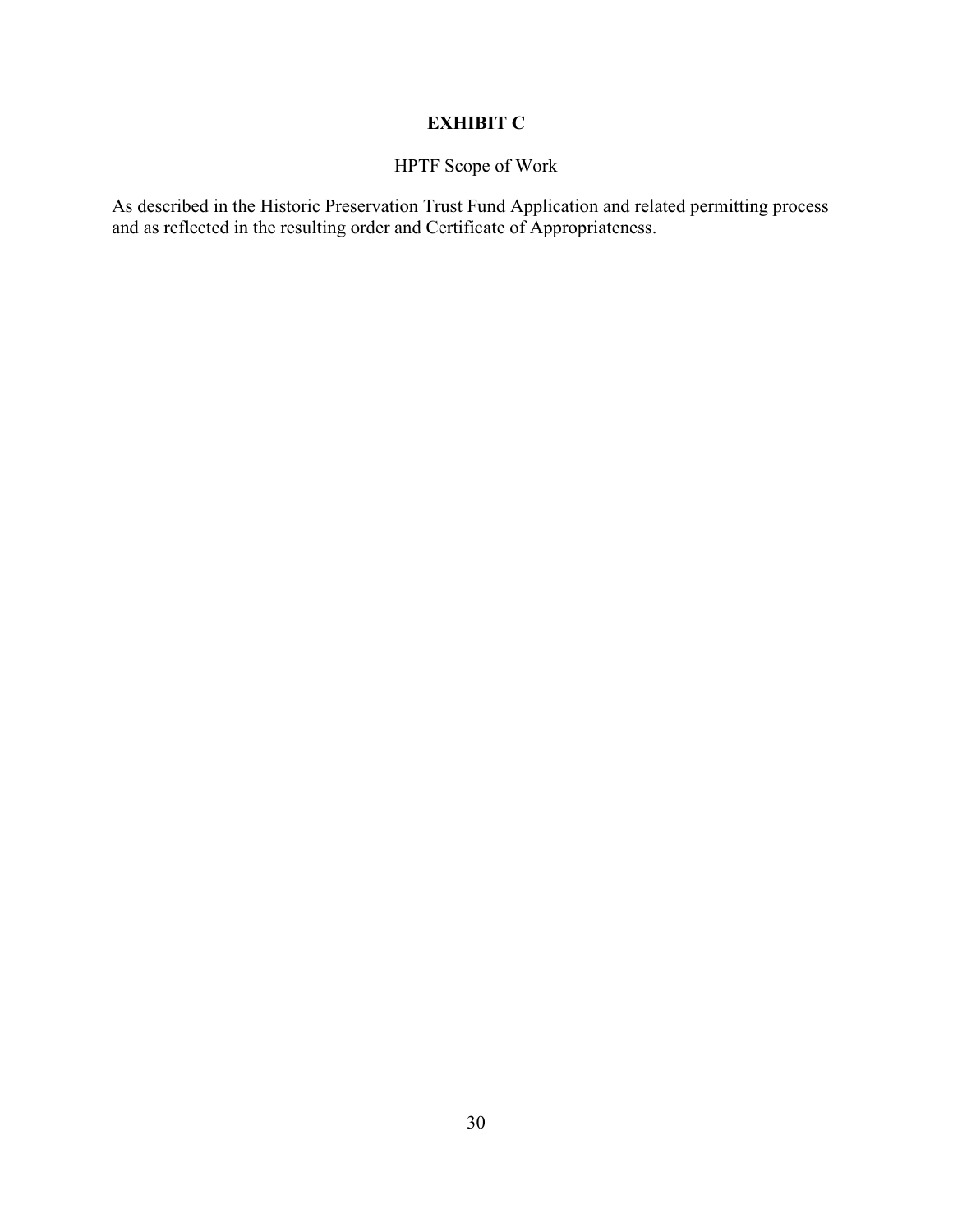# EXHIBIT C

HPTF Scope of Work

As described in the Historic Preservation Trust Fund Application and related permitting process and as reflected in the resulting order and Certificate of Appropriateness.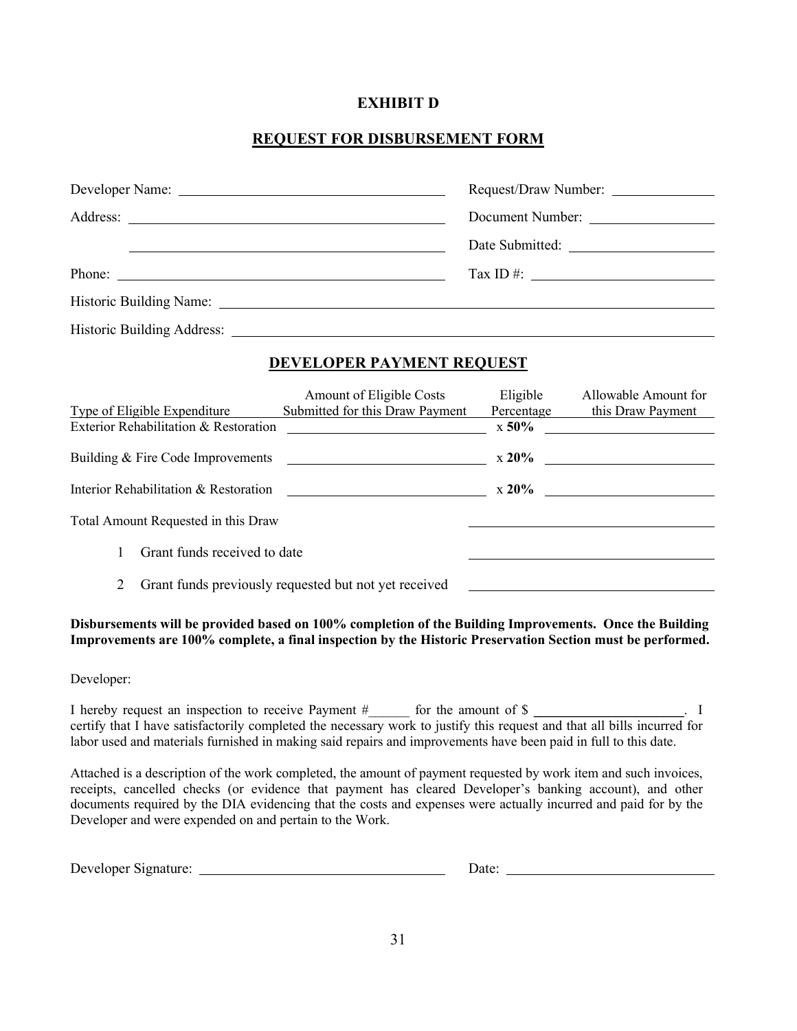# EXHIBIT D

## REQUEST FOR DISBURSEMENT FORM

Developer Name: ______________________________ Request/Draw Number: ______________

Address: ______________________________ Document Number: ______________

______________________________ Date Submitted: ______________

Phone: ______________________________ Tax ID #: ______________

Historic Building Name: ______________________________

Historic Building Address: ______________________________

## DEVELOPER PAYMENT REQUEST

| Type of Eligible Expenditure | Amount of Eligible Costs Submitted for this Draw Payment | Eligible Percentage | Allowable Amount for this Draw Payment |
|---|---|---|---|
| Exterior Rehabilitation & Restoration | ______________ | x **50%** | ______________ |
| Building & Fire Code Improvements | ______________ | x **20%** | ______________ |
| Interior Rehabilitation & Restoration | ______________ | x **20%** | ______________ |
| Total Amount Requested in this Draw | | | ______________ |
| 1 Grant funds received to date | | | ______________ |
| 2 Grant funds previously requested but not yet received | | | ______________ |

**Disbursements will be provided based on 100% completion of the Building Improvements. Once the Building Improvements are 100% complete, a final inspection by the Historic Preservation Section must be performed.**

Developer:

I hereby request an inspection to receive Payment #______ for the amount of $ ______________. I certify that I have satisfactorily completed the necessary work to justify this request and that all bills incurred for labor used and materials furnished in making said repairs and improvements have been paid in full to this date.

Attached is a description of the work completed, the amount of payment requested by work item and such invoices, receipts, cancelled checks (or evidence that payment has cleared Developer's banking account), and other documents required by the DIA evidencing that the costs and expenses were actually incurred and paid for by the Developer and were expended on and pertain to the Work.

Developer Signature: ______________________________ Date: ______________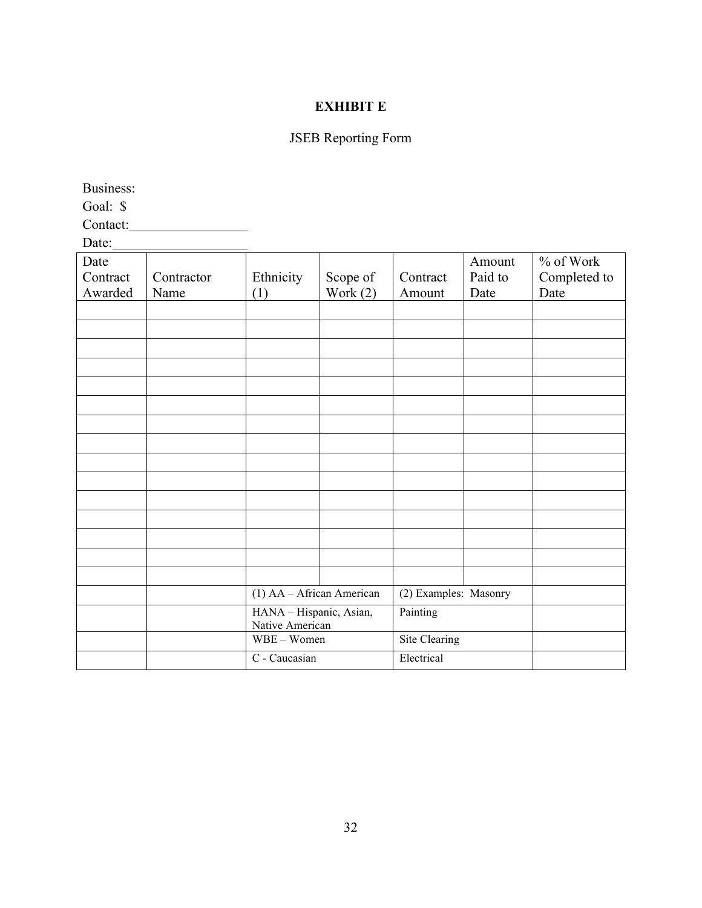# EXHIBIT E

JSEB Reporting Form

Business:
Goal: $
Contact:_________________
Date:___________________

| Date Contract Awarded | Contractor Name | Ethnicity (1) | Scope of Work (2) | Contract Amount | Amount Paid to Date | % of Work Completed to Date |
|---|---|---|---|---|---|---|
| | | | | | | |
| | | | | | | |
| | | | | | | |
| | | | | | | |
| | | | | | | |
| | | | | | | |
| | | | | | | |
| | | | | | | |
| | | | | | | |
| | | | | | | |
| | | | | | | |
| | | | | | | |
| | | | | | | |
| | | | | | | |
| | | | | | | |
| | | (1) AA – African American | | (2) Examples: Masonry | | |
| | | HANA – Hispanic, Asian, Native American | | Painting | | |
| | | WBE – Women | | Site Clearing | | |
| | | C - Caucasian | | Electrical | | |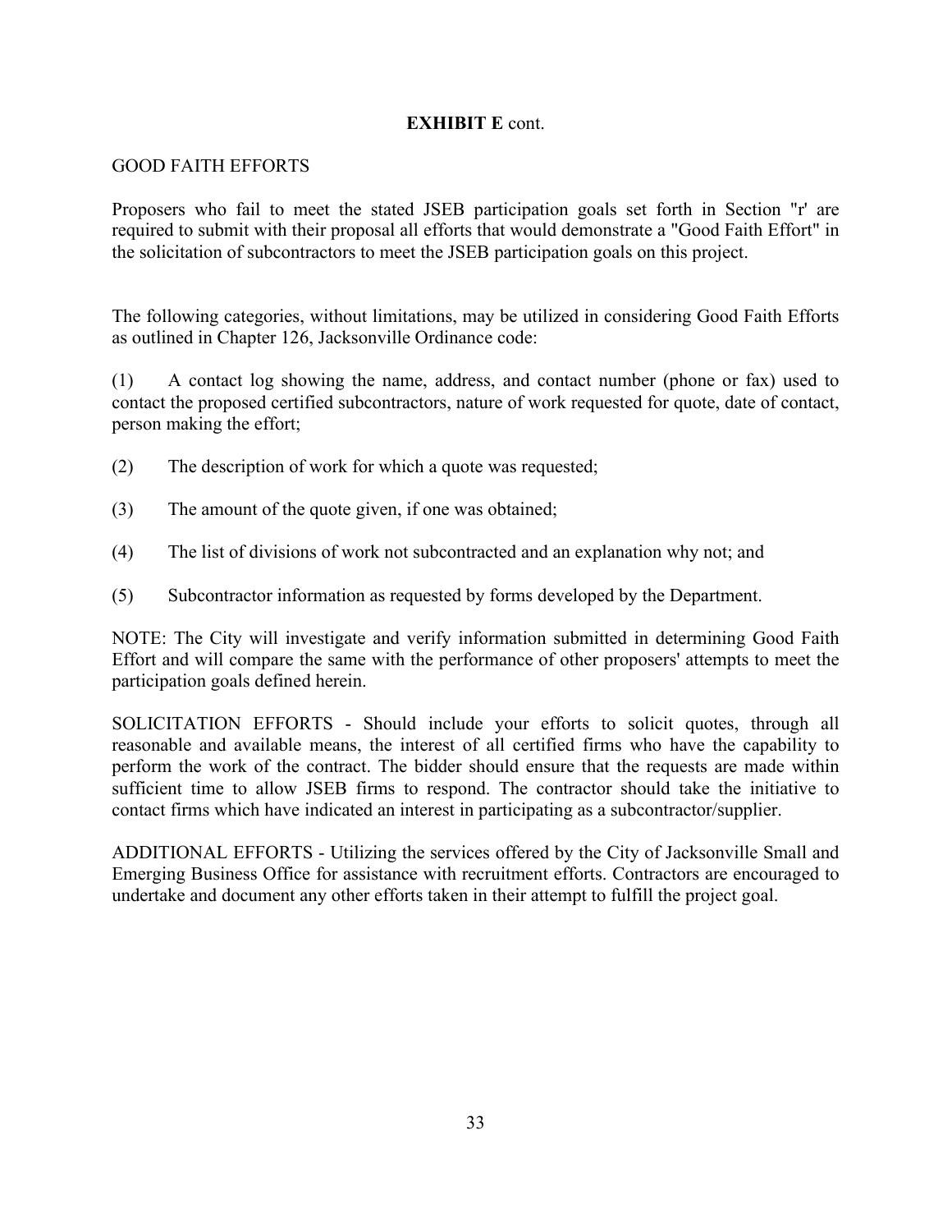**EXHIBIT E** cont.

GOOD FAITH EFFORTS

Proposers who fail to meet the stated JSEB participation goals set forth in Section "r' are required to submit with their proposal all efforts that would demonstrate a "Good Faith Effort" in the solicitation of subcontractors to meet the JSEB participation goals on this project.

The following categories, without limitations, may be utilized in considering Good Faith Efforts as outlined in Chapter 126, Jacksonville Ordinance code:

(1) A contact log showing the name, address, and contact number (phone or fax) used to contact the proposed certified subcontractors, nature of work requested for quote, date of contact, person making the effort;

(2) The description of work for which a quote was requested;

(3) The amount of the quote given, if one was obtained;

(4) The list of divisions of work not subcontracted and an explanation why not; and

(5) Subcontractor information as requested by forms developed by the Department.

NOTE: The City will investigate and verify information submitted in determining Good Faith Effort and will compare the same with the performance of other proposers' attempts to meet the participation goals defined herein.

SOLICITATION EFFORTS - Should include your efforts to solicit quotes, through all reasonable and available means, the interest of all certified firms who have the capability to perform the work of the contract. The bidder should ensure that the requests are made within sufficient time to allow JSEB firms to respond. The contractor should take the initiative to contact firms which have indicated an interest in participating as a subcontractor/supplier.

ADDITIONAL EFFORTS - Utilizing the services offered by the City of Jacksonville Small and Emerging Business Office for assistance with recruitment efforts. Contractors are encouraged to undertake and document any other efforts taken in their attempt to fulfill the project goal.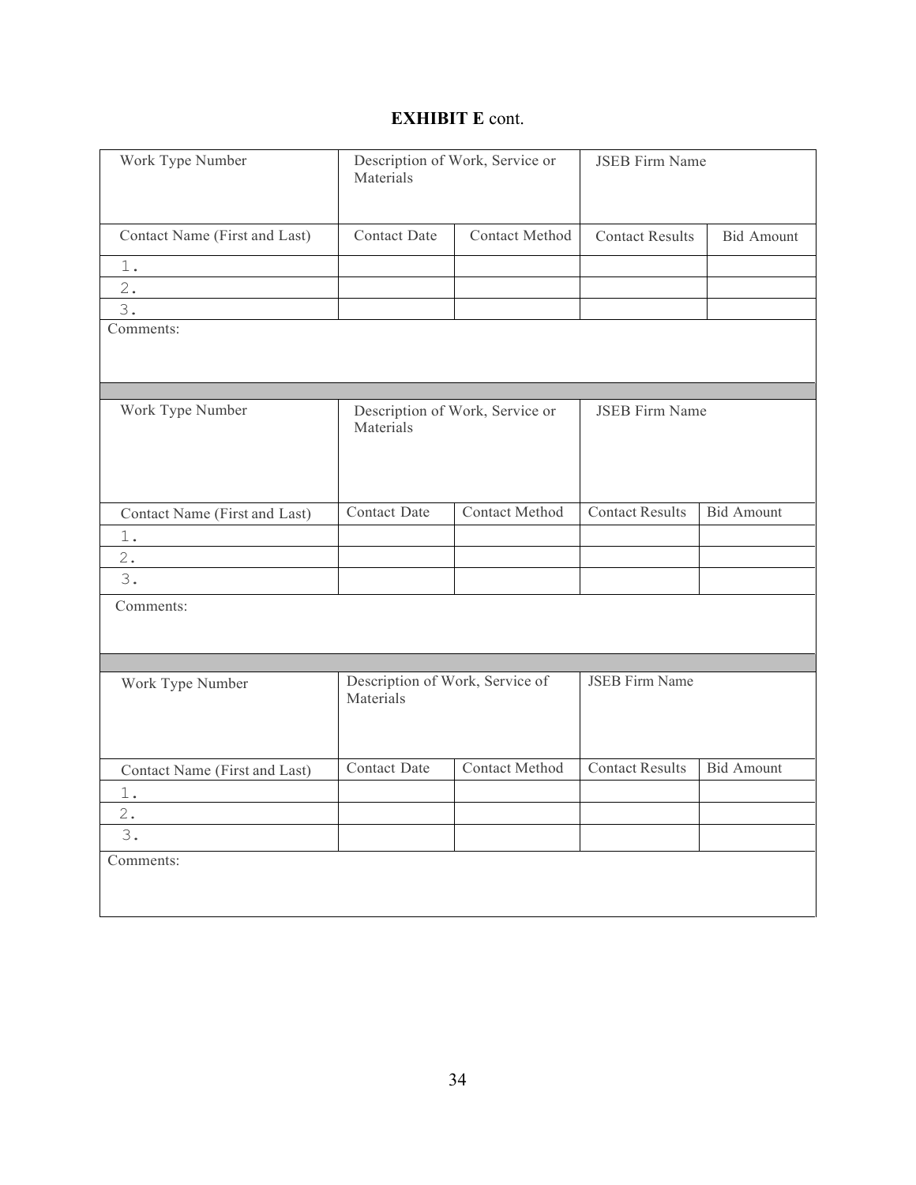# **EXHIBIT E** cont.

| Work Type Number | Description of Work, Service or Materials | | JSEB Firm Name | |
|---|---|---|---|---|
| Contact Name (First and Last) | Contact Date | Contact Method | Contact Results | Bid Amount |
| 1. | | | | |
| 2. | | | | |
| 3. | | | | |
| Comments: | | | | |

| Work Type Number | Description of Work, Service or Materials | | JSEB Firm Name | |
|---|---|---|---|---|
| Contact Name (First and Last) | Contact Date | Contact Method | Contact Results | Bid Amount |
| 1. | | | | |
| 2. | | | | |
| 3. | | | | |
| Comments: | | | | |

| Work Type Number | Description of Work, Service of Materials | | JSEB Firm Name | |
|---|---|---|---|---|
| Contact Name (First and Last) | Contact Date | Contact Method | Contact Results | Bid Amount |
| 1. | | | | |
| 2. | | | | |
| 3. | | | | |
| Comments: | | | | |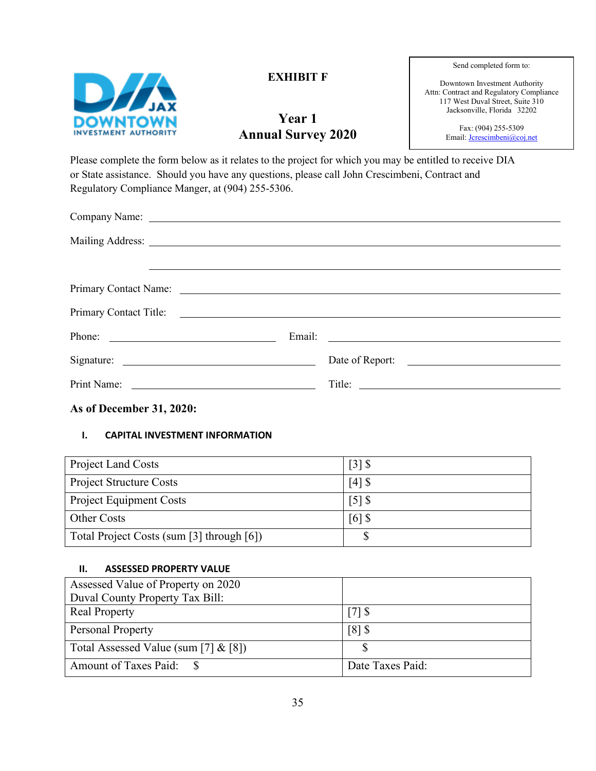DIA JAX DOWNTOWN INVESTMENT AUTHORITY

**EXHIBIT F**

**Year 1**
**Annual Survey 2020**

Send completed form to:

Downtown Investment Authority
Attn: Contract and Regulatory Compliance
117 West Duval Street, Suite 310
Jacksonville, Florida 32202

Fax: (904) 255-5309
Email: Jcrescimbeni@coj.net

Please complete the form below as it relates to the project for which you may be entitled to receive DIA or State assistance. Should you have any questions, please call John Crescimbeni, Contract and Regulatory Compliance Manger, at (904) 255-5306.

Company Name: ______________________________

Mailing Address: ______________________________

______________________________

Primary Contact Name: ______________________________

Primary Contact Title: ______________________________

Phone: ______________________ Email: ______________________

Signature: ______________________ Date of Report: ______________________

Print Name: ______________________ Title: ______________________

**As of December 31, 2020:**

**I. CAPITAL INVESTMENT INFORMATION**

| | |
|---|---|
| Project Land Costs | [3] $ |
| Project Structure Costs | [4] $ |
| Project Equipment Costs | [5] $ |
| Other Costs | [6] $ |
| Total Project Costs (sum [3] through [6]) | $ |

**II. ASSESSED PROPERTY VALUE**

| | |
|---|---|
| Assessed Value of Property on 2020 Duval County Property Tax Bill: | |
| Real Property | [7] $ |
| Personal Property | [8] $ |
| Total Assessed Value (sum [7] & [8]) | $ |
| Amount of Taxes Paid: $ | Date Taxes Paid: |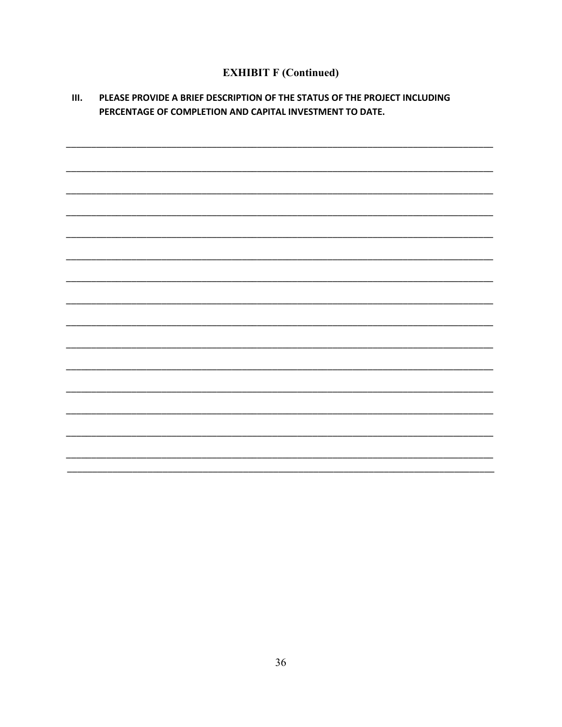## EXHIBIT F (Continued)

**III. PLEASE PROVIDE A BRIEF DESCRIPTION OF THE STATUS OF THE PROJECT INCLUDING PERCENTAGE OF COMPLETION AND CAPITAL INVESTMENT TO DATE.**

________________________________________________________________________________

________________________________________________________________________________

________________________________________________________________________________

________________________________________________________________________________

________________________________________________________________________________

________________________________________________________________________________

________________________________________________________________________________

________________________________________________________________________________

________________________________________________________________________________

________________________________________________________________________________

________________________________________________________________________________

________________________________________________________________________________

________________________________________________________________________________

________________________________________________________________________________

________________________________________________________________________________

________________________________________________________________________________